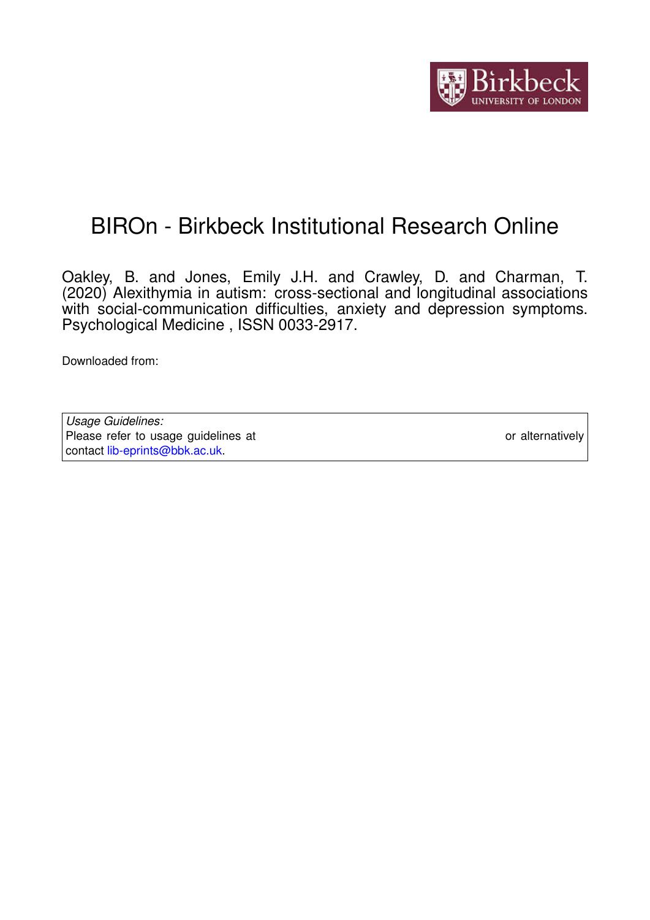# BIROn - Birkbeck Institutional Research Online

Oakley, B. and Jones, Emily J.H. and Crawley, D. and Charman, T. (2020) Alexithymia in autism: cross-sectional and longitudinal associations with social-communication difficulties, anxiety and depression symptoms. Psychological Medicine , ISSN 0033-2917.

Downloaded from:

*Usage Guidelines:*
Please refer to usage guidelines at or alternatively contact lib-eprints@bbk.ac.uk.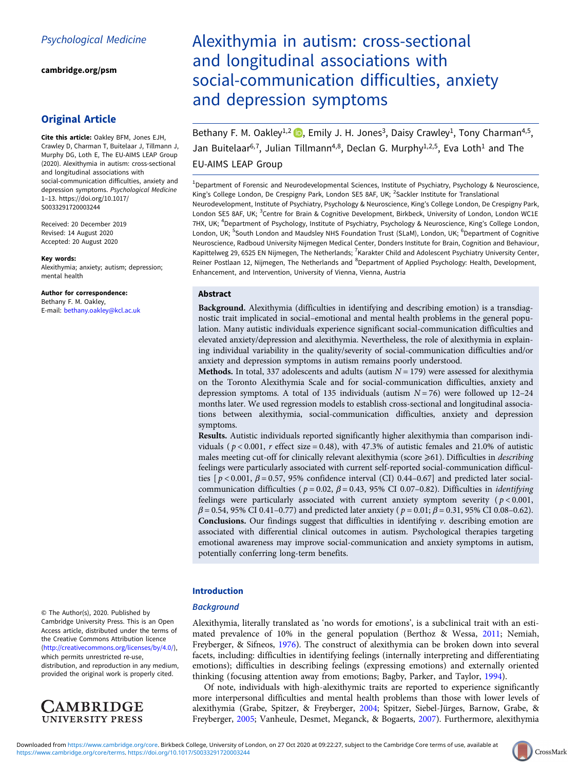# Alexithymia in autism: cross-sectional and longitudinal associations with social-communication difficulties, anxiety and depression symptoms

Bethany F. M. Oakley[1,2], Emily J. H. Jones[3], Daisy Crawley[1], Tony Charman[4,5], Jan Buitelaar[6,7], Julian Tillmann[4,8], Declan G. Murphy[1,2,5], Eva Loth[1] and The EU-AIMS LEAP Group

[1]Department of Forensic and Neurodevelopmental Sciences, Institute of Psychiatry, Psychology & Neuroscience, King's College London, De Crespigny Park, London SE5 8AF, UK; [2]Sackler Institute for Translational Neurodevelopment, Institute of Psychiatry, Psychology & Neuroscience, King's College London, De Crespigny Park, London SE5 8AF, UK; [3]Centre for Brain & Cognitive Development, Birkbeck, University of London, London WC1E 7HX, UK; [4]Department of Psychology, Institute of Psychiatry, Psychology & Neuroscience, King's College London, London, UK; [5]South London and Maudsley NHS Foundation Trust (SLaM), London, UK; [6]Department of Cognitive Neuroscience, Radboud University Nijmegen Medical Center, Donders Institute for Brain, Cognition and Behaviour, Kapittelweg 29, 6525 EN Nijmegen, The Netherlands; [7]Karakter Child and Adolescent Psychiatry University Center, Reiner Postlaan 12, Nijmegen, The Netherlands and [8]Department of Applied Psychology: Health, Development, Enhancement, and Intervention, University of Vienna, Vienna, Austria

Psychological Medicine

cambridge.org/psm

## Original Article

**Cite this article:** Oakley BFM, Jones EJH, Crawley D, Charman T, Buitelaar J, Tillmann J, Murphy DG, Loth E, The EU-AIMS LEAP Group (2020). Alexithymia in autism: cross-sectional and longitudinal associations with social-communication difficulties, anxiety and depression symptoms. *Psychological Medicine* 1–13. https://doi.org/10.1017/S0033291720003244

Received: 20 December 2019
Revised: 14 August 2020
Accepted: 20 August 2020

**Key words:**
Alexithymia; anxiety; autism; depression; mental health

**Author for correspondence:**
Bethany F. M. Oakley,
E-mail: bethany.oakley@kcl.ac.uk

© The Author(s), 2020. Published by Cambridge University Press. This is an Open Access article, distributed under the terms of the Creative Commons Attribution licence (http://creativecommons.org/licenses/by/4.0/), which permits unrestricted re-use, distribution, and reproduction in any medium, provided the original work is properly cited.

## Abstract

**Background.** Alexithymia (difficulties in identifying and describing emotion) is a transdiagnostic trait implicated in social–emotional and mental health problems in the general population. Many autistic individuals experience significant social-communication difficulties and elevated anxiety/depression and alexithymia. Nevertheless, the role of alexithymia in explaining individual variability in the quality/severity of social-communication difficulties and/or anxiety and depression symptoms in autism remains poorly understood.

**Methods.** In total, 337 adolescents and adults (autism $N = 179$) were assessed for alexithymia on the Toronto Alexithymia Scale and for social-communication difficulties, anxiety and depression symptoms. A total of 135 individuals (autism $N = 76$) were followed up 12–24 months later. We used regression models to establish cross-sectional and longitudinal associations between alexithymia, social-communication difficulties, anxiety and depression symptoms.

**Results.** Autistic individuals reported significantly higher alexithymia than comparison individuals ($p < 0.001$, $r$ effect size = 0.48), with 47.3% of autistic females and 21.0% of autistic males meeting cut-off for clinically relevant alexithymia (score ⩾61). Difficulties in *describing* feelings were particularly associated with current self-reported social-communication difficulties [$p < 0.001$, $\beta = 0.57$, 95% confidence interval (CI) 0.44–0.67] and predicted later social-communication difficulties ($p = 0.02$, $\beta = 0.43$, 95% CI 0.07–0.82). Difficulties in *identifying* feelings were particularly associated with current anxiety symptom severity ($p < 0.001$, $\beta = 0.54$, 95% CI 0.41–0.77) and predicted later anxiety ($p = 0.01$; $\beta = 0.31$, 95% CI 0.08–0.62).

**Conclusions.** Our findings suggest that difficulties in identifying *v.* describing emotion are associated with differential clinical outcomes in autism. Psychological therapies targeting emotional awareness may improve social-communication and anxiety symptoms in autism, potentially conferring long-term benefits.

## Introduction

### Background

Alexithymia, literally translated as 'no words for emotions', is a subclinical trait with an estimated prevalence of 10% in the general population (Berthoz & Wessa, 2011; Nemiah, Freyberger, & Sifneos, 1976). The construct of alexithymia can be broken down into several facets, including: difficulties in identifying feelings (internally interpreting and differentiating emotions); difficulties in describing feelings (expressing emotions) and externally oriented thinking (focusing attention away from emotions; Bagby, Parker, and Taylor, 1994).

Of note, individuals with high-alexithymic traits are reported to experience significantly more interpersonal difficulties and mental health problems than those with lower levels of alexithymia (Grabe, Spitzer, & Freyberger, 2004; Spitzer, Siebel-Jürges, Barnow, Grabe, & Freyberger, 2005; Vanheule, Desmet, Meganck, & Bogaerts, 2007). Furthermore, alexithymia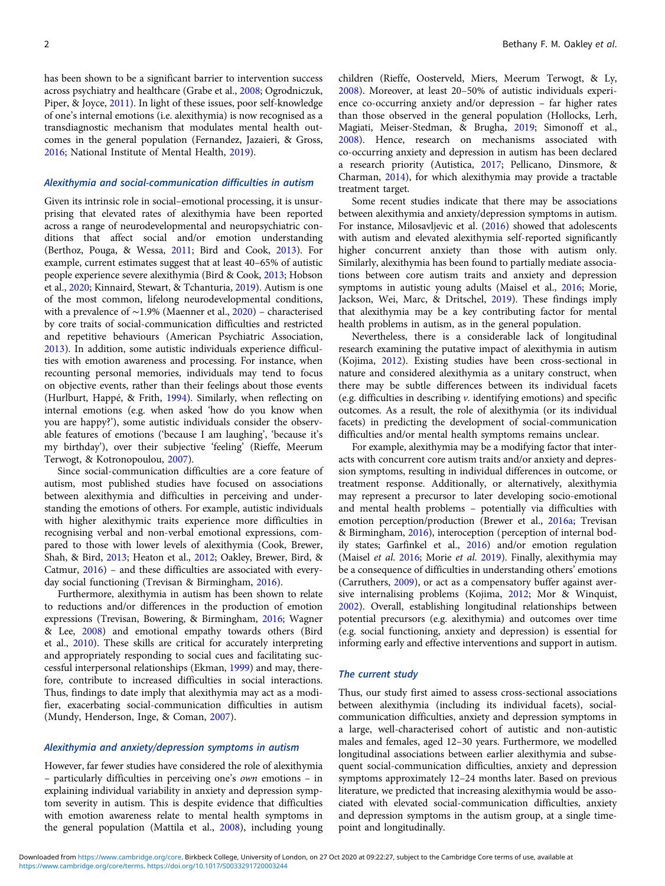has been shown to be a significant barrier to intervention success across psychiatry and healthcare (Grabe et al., 2008; Ogrodniczuk, Piper, & Joyce, 2011). In light of these issues, poor self-knowledge of one's internal emotions (i.e. alexithymia) is now recognised as a transdiagnostic mechanism that modulates mental health outcomes in the general population (Fernandez, Jazaieri, & Gross, 2016; National Institute of Mental Health, 2019).

### *Alexithymia and social-communication difficulties in autism*

Given its intrinsic role in social–emotional processing, it is unsurprising that elevated rates of alexithymia have been reported across a range of neurodevelopmental and neuropsychiatric conditions that affect social and/or emotion understanding (Berthoz, Pouga, & Wessa, 2011; Bird and Cook, 2013). For example, current estimates suggest that at least 40–65% of autistic people experience severe alexithymia (Bird & Cook, 2013; Hobson et al., 2020; Kinnaird, Stewart, & Tchanturia, 2019). Autism is one of the most common, lifelong neurodevelopmental conditions, with a prevalence of ∼1.9% (Maenner et al., 2020) – characterised by core traits of social-communication difficulties and restricted and repetitive behaviours (American Psychiatric Association, 2013). In addition, some autistic individuals experience difficulties with emotion awareness and processing. For instance, when recounting personal memories, individuals may tend to focus on objective events, rather than their feelings about those events (Hurlburt, Happé, & Frith, 1994). Similarly, when reflecting on internal emotions (e.g. when asked 'how do you know when you are happy?'), some autistic individuals consider the observable features of emotions ('because I am laughing', 'because it's my birthday'), over their subjective 'feeling' (Rieffe, Meerum Terwogt, & Kotronopoulou, 2007).

Since social-communication difficulties are a core feature of autism, most published studies have focused on associations between alexithymia and difficulties in perceiving and understanding the emotions of others. For example, autistic individuals with higher alexithymic traits experience more difficulties in recognising verbal and non-verbal emotional expressions, compared to those with lower levels of alexithymia (Cook, Brewer, Shah, & Bird, 2013; Heaton et al., 2012; Oakley, Brewer, Bird, & Catmur, 2016) – and these difficulties are associated with everyday social functioning (Trevisan & Birmingham, 2016).

Furthermore, alexithymia in autism has been shown to relate to reductions and/or differences in the production of emotion expressions (Trevisan, Bowering, & Birmingham, 2016; Wagner & Lee, 2008) and emotional empathy towards others (Bird et al., 2010). These skills are critical for accurately interpreting and appropriately responding to social cues and facilitating successful interpersonal relationships (Ekman, 1999) and may, therefore, contribute to increased difficulties in social interactions. Thus, findings to date imply that alexithymia may act as a modifier, exacerbating social-communication difficulties in autism (Mundy, Henderson, Inge, & Coman, 2007).

### *Alexithymia and anxiety/depression symptoms in autism*

However, far fewer studies have considered the role of alexithymia – particularly difficulties in perceiving one's *own* emotions – in explaining individual variability in anxiety and depression symptom severity in autism. This is despite evidence that difficulties with emotion awareness relate to mental health symptoms in the general population (Mattila et al., 2008), including young children (Rieffe, Oosterveld, Miers, Meerum Terwogt, & Ly, 2008). Moreover, at least 20–50% of autistic individuals experience co-occurring anxiety and/or depression – far higher rates than those observed in the general population (Hollocks, Lerh, Magiati, Meiser-Stedman, & Brugha, 2019; Simonoff et al., 2008). Hence, research on mechanisms associated with co-occurring anxiety and depression in autism has been declared a research priority (Autistica, 2017; Pellicano, Dinsmore, & Charman, 2014), for which alexithymia may provide a tractable treatment target.

Some recent studies indicate that there may be associations between alexithymia and anxiety/depression symptoms in autism. For instance, Milosavljevic et al. (2016) showed that adolescents with autism and elevated alexithymia self-reported significantly higher concurrent anxiety than those with autism only. Similarly, alexithymia has been found to partially mediate associations between core autism traits and anxiety and depression symptoms in autistic young adults (Maisel et al., 2016; Morie, Jackson, Wei, Marc, & Dritschel, 2019). These findings imply that alexithymia may be a key contributing factor for mental health problems in autism, as in the general population.

Nevertheless, there is a considerable lack of longitudinal research examining the putative impact of alexithymia in autism (Kojima, 2012). Existing studies have been cross-sectional in nature and considered alexithymia as a unitary construct, when there may be subtle differences between its individual facets (e.g. difficulties in describing *v.* identifying emotions) and specific outcomes. As a result, the role of alexithymia (or its individual facets) in predicting the development of social-communication difficulties and/or mental health symptoms remains unclear.

For example, alexithymia may be a modifying factor that interacts with concurrent core autism traits and/or anxiety and depression symptoms, resulting in individual differences in outcome, or treatment response. Additionally, or alternatively, alexithymia may represent a precursor to later developing socio-emotional and mental health problems – potentially via difficulties with emotion perception/production (Brewer et al., 2016a; Trevisan & Birmingham, 2016), interoception (perception of internal bodily states; Garfinkel et al., 2016) and/or emotion regulation (Maisel *et al.* 2016; Morie *et al.* 2019). Finally, alexithymia may be a consequence of difficulties in understanding others' emotions (Carruthers, 2009), or act as a compensatory buffer against aversive internalising problems (Kojima, 2012; Mor & Winquist, 2002). Overall, establishing longitudinal relationships between potential precursors (e.g. alexithymia) and outcomes over time (e.g. social functioning, anxiety and depression) is essential for informing early and effective interventions and support in autism.

### *The current study*

Thus, our study first aimed to assess cross-sectional associations between alexithymia (including its individual facets), social-communication difficulties, anxiety and depression symptoms in a large, well-characterised cohort of autistic and non-autistic males and females, aged 12–30 years. Furthermore, we modelled longitudinal associations between earlier alexithymia and subsequent social-communication difficulties, anxiety and depression symptoms approximately 12–24 months later. Based on previous literature, we predicted that increasing alexithymia would be associated with elevated social-communication difficulties, anxiety and depression symptoms in the autism group, at a single time-point and longitudinally.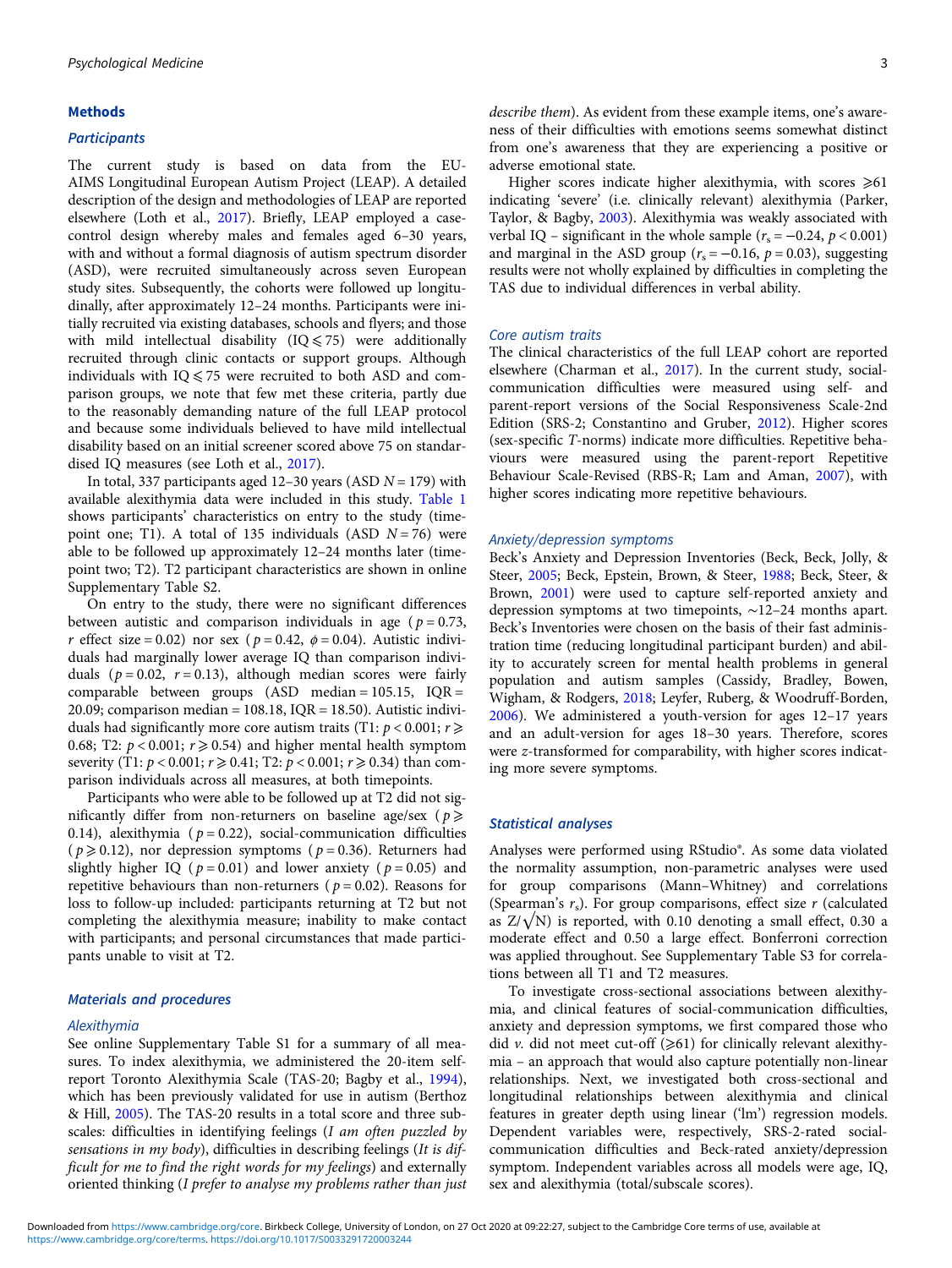## Methods

### Participants

The current study is based on data from the EU-AIMS Longitudinal European Autism Project (LEAP). A detailed description of the design and methodologies of LEAP are reported elsewhere (Loth et al., 2017). Briefly, LEAP employed a case-control design whereby males and females aged 6–30 years, with and without a formal diagnosis of autism spectrum disorder (ASD), were recruited simultaneously across seven European study sites. Subsequently, the cohorts were followed up longitudinally, after approximately 12–24 months. Participants were initially recruited via existing databases, schools and flyers; and those with mild intellectual disability (IQ ⩽ 75) were additionally recruited through clinic contacts or support groups. Although individuals with IQ ⩽ 75 were recruited to both ASD and comparison groups, we note that few met these criteria, partly due to the reasonably demanding nature of the full LEAP protocol and because some individuals believed to have mild intellectual disability based on an initial screener scored above 75 on standardised IQ measures (see Loth et al., 2017).

In total, 337 participants aged 12–30 years (ASD $N = 179$) with available alexithymia data were included in this study. Table 1 shows participants' characteristics on entry to the study (timepoint one; T1). A total of 135 individuals (ASD $N = 76$) were able to be followed up approximately 12–24 months later (timepoint two; T2). T2 participant characteristics are shown in online Supplementary Table S2.

On entry to the study, there were no significant differences between autistic and comparison individuals in age ($p = 0.73$, $r$ effect size = 0.02) nor sex ($p = 0.42$, $\phi = 0.04$). Autistic individuals had marginally lower average IQ than comparison individuals ($p = 0.02$, $r = 0.13$), although median scores were fairly comparable between groups (ASD median = 105.15, IQR = 20.09; comparison median = 108.18, IQR = 18.50). Autistic individuals had significantly more core autism traits (T1: $p < 0.001$; $r \geqslant 0.68$; T2: $p < 0.001$; $r \geqslant 0.54$) and higher mental health symptom severity (T1: $p < 0.001$; $r \geqslant 0.41$; T2: $p < 0.001$; $r \geqslant 0.34$) than comparison individuals across all measures, at both timepoints.

Participants who were able to be followed up at T2 did not significantly differ from non-returners on baseline age/sex ($p \geqslant 0.14$), alexithymia ($p = 0.22$), social-communication difficulties ($p \geqslant 0.12$), nor depression symptoms ($p = 0.36$). Returners had slightly higher IQ ($p = 0.01$) and lower anxiety ($p = 0.05$) and repetitive behaviours than non-returners ($p = 0.02$). Reasons for loss to follow-up included: participants returning at T2 but not completing the alexithymia measure; inability to make contact with participants; and personal circumstances that made participants unable to visit at T2.

### Materials and procedures

#### Alexithymia

See online Supplementary Table S1 for a summary of all measures. To index alexithymia, we administered the 20-item self-report Toronto Alexithymia Scale (TAS-20; Bagby et al., 1994), which has been previously validated for use in autism (Berthoz & Hill, 2005). The TAS-20 results in a total score and three subscales: difficulties in identifying feelings (*I am often puzzled by sensations in my body*), difficulties in describing feelings (*It is difficult for me to find the right words for my feelings*) and externally oriented thinking (*I prefer to analyse my problems rather than just describe them*). As evident from these example items, one's awareness of their difficulties with emotions seems somewhat distinct from one's awareness that they are experiencing a positive or adverse emotional state.

Higher scores indicate higher alexithymia, with scores ⩾61 indicating 'severe' (i.e. clinically relevant) alexithymia (Parker, Taylor, & Bagby, 2003). Alexithymia was weakly associated with verbal IQ – significant in the whole sample ($r_s = -0.24$, $p < 0.001$) and marginal in the ASD group ($r_s = -0.16$, $p = 0.03$), suggesting results were not wholly explained by difficulties in completing the TAS due to individual differences in verbal ability.

#### Core autism traits

The clinical characteristics of the full LEAP cohort are reported elsewhere (Charman et al., 2017). In the current study, social-communication difficulties were measured using self- and parent-report versions of the Social Responsiveness Scale-2nd Edition (SRS-2; Constantino and Gruber, 2012). Higher scores (sex-specific $T$-norms) indicate more difficulties. Repetitive behaviours were measured using the parent-report Repetitive Behaviour Scale-Revised (RBS-R; Lam and Aman, 2007), with higher scores indicating more repetitive behaviours.

#### Anxiety/depression symptoms

Beck's Anxiety and Depression Inventories (Beck, Beck, Jolly, & Steer, 2005; Beck, Epstein, Brown, & Steer, 1988; Beck, Steer, & Brown, 2001) were used to capture self-reported anxiety and depression symptoms at two timepoints, ∼12–24 months apart. Beck's Inventories were chosen on the basis of their fast administration time (reducing longitudinal participant burden) and ability to accurately screen for mental health problems in general population and autism samples (Cassidy, Bradley, Bowen, Wigham, & Rodgers, 2018; Leyfer, Ruberg, & Woodruff-Borden, 2006). We administered a youth-version for ages 12–17 years and an adult-version for ages 18–30 years. Therefore, scores were $z$-transformed for comparability, with higher scores indicating more severe symptoms.

### Statistical analyses

Analyses were performed using RStudio®. As some data violated the normality assumption, non-parametric analyses were used for group comparisons (Mann–Whitney) and correlations (Spearman's $r_s$). For group comparisons, effect size $r$ (calculated as $Z/\sqrt{N}$) is reported, with 0.10 denoting a small effect, 0.30 a moderate effect and 0.50 a large effect. Bonferroni correction was applied throughout. See Supplementary Table S3 for correlations between all T1 and T2 measures.

To investigate cross-sectional associations between alexithymia, and clinical features of social-communication difficulties, anxiety and depression symptoms, we first compared those who did *v.* did not meet cut-off (⩾61) for clinically relevant alexithymia – an approach that would also capture potentially non-linear relationships. Next, we investigated both cross-sectional and longitudinal relationships between alexithymia and clinical features in greater depth using linear ('lm') regression models. Dependent variables were, respectively, SRS-2-rated social-communication difficulties and Beck-rated anxiety/depression symptom. Independent variables across all models were age, IQ, sex and alexithymia (total/subscale scores).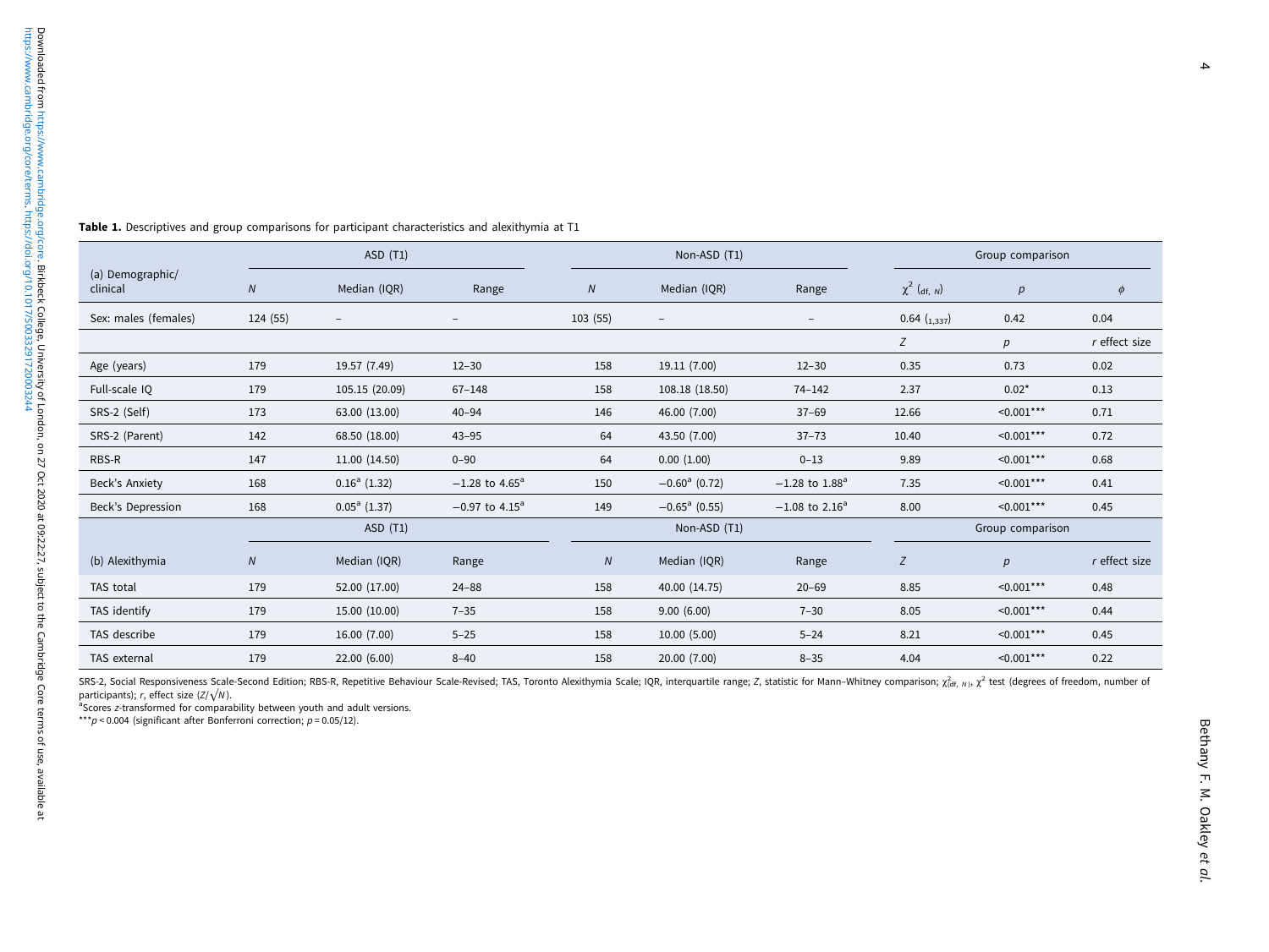**Table 1.** Descriptives and group comparisons for participant characteristics and alexithymia at T1

| (a) Demographic/clinical | ASD (T1) | | | Non-ASD (T1) | | | Group comparison | | |
|---|---|---|---|---|---|---|---|---|---|
| | $N$ | Median (IQR) | Range | $N$ | Median (IQR) | Range | $\chi^2$ $({}_{\text{df, } N})$ | $p$ | $\phi$ |
| Sex: males (females) | 124 (55) | – | – | 103 (55) | – | – | 0.64 $({}_{1,337})$ | 0.42 | 0.04 |
| | | | | | | | $Z$ | $p$ | $r$ effect size |
| Age (years) | 179 | 19.57 (7.49) | 12–30 | 158 | 19.11 (7.00) | 12–30 | 0.35 | 0.73 | 0.02 |
| Full-scale IQ | 179 | 105.15 (20.09) | 67–148 | 158 | 108.18 (18.50) | 74–142 | 2.37 | 0.02* | 0.13 |
| SRS-2 (Self) | 173 | 63.00 (13.00) | 40–94 | 146 | 46.00 (7.00) | 37–69 | 12.66 | <0.001*** | 0.71 |
| SRS-2 (Parent) | 142 | 68.50 (18.00) | 43–95 | 64 | 43.50 (7.00) | 37–73 | 10.40 | <0.001*** | 0.72 |
| RBS-R | 147 | 11.00 (14.50) | 0–90 | 64 | 0.00 (1.00) | 0–13 | 9.89 | <0.001*** | 0.68 |
| Beck's Anxiety | 168 | 0.16[a] (1.32) | −1.28 to 4.65[a] | 150 | −0.60[a] (0.72) | −1.28 to 1.88[a] | 7.35 | <0.001*** | 0.41 |
| Beck's Depression | 168 | 0.05[a] (1.37) | −0.97 to 4.15[a] | 149 | −0.65[a] (0.55) | −1.08 to 2.16[a] | 8.00 | <0.001*** | 0.45 |
| | ASD (T1) | | | Non-ASD (T1) | | | Group comparison | | |
| (b) Alexithymia | $N$ | Median (IQR) | Range | $N$ | Median (IQR) | Range | $Z$ | $p$ | $r$ effect size |
| TAS total | 179 | 52.00 (17.00) | 24–88 | 158 | 40.00 (14.75) | 20–69 | 8.85 | <0.001*** | 0.48 |
| TAS identify | 179 | 15.00 (10.00) | 7–35 | 158 | 9.00 (6.00) | 7–30 | 8.05 | <0.001*** | 0.44 |
| TAS describe | 179 | 16.00 (7.00) | 5–25 | 158 | 10.00 (5.00) | 5–24 | 8.21 | <0.001*** | 0.45 |
| TAS external | 179 | 22.00 (6.00) | 8–40 | 158 | 20.00 (7.00) | 8–35 | 4.04 | <0.001*** | 0.22 |

SRS-2, Social Responsiveness Scale-Second Edition; RBS-R, Repetitive Behaviour Scale-Revised; TAS, Toronto Alexithymia Scale; IQR, interquartile range; $Z$, statistic for Mann–Whitney comparison; $\chi^2_{(\text{df}, N)}$, $\chi^2$ test (degrees of freedom, number of participants); $r$, effect size ($Z/\sqrt{N}$).

[a]Scores $z$-transformed for comparability between youth and adult versions.

***$p < 0.004$ (significant after Bonferroni correction; $p = 0.05/12$).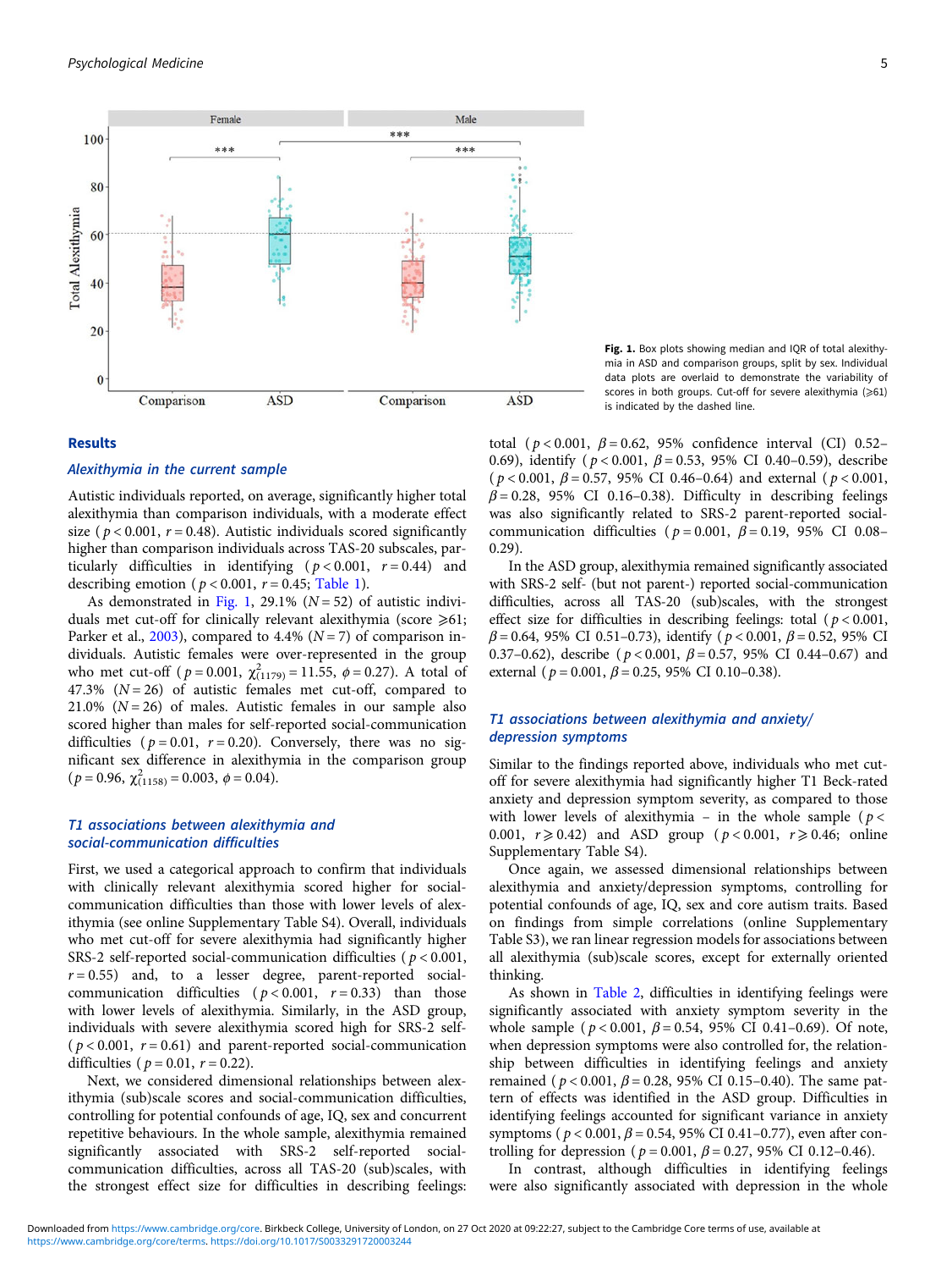Fig. 1. Box plots showing median and IQR of total alexithymia in ASD and comparison groups, split by sex. Individual data plots are overlaid to demonstrate the variability of scores in both groups. Cut-off for severe alexithymia (⩾61) is indicated by the dashed line.

## Results

### Alexithymia in the current sample

Autistic individuals reported, on average, significantly higher total alexithymia than comparison individuals, with a moderate effect size ($p < 0.001$, $r = 0.48$). Autistic individuals scored significantly higher than comparison individuals across TAS-20 subscales, particularly difficulties in identifying ($p < 0.001$, $r = 0.44$) and describing emotion ($p < 0.001$, $r = 0.45$; Table 1).

As demonstrated in Fig. 1, 29.1% ($N = 52$) of autistic individuals met cut-off for clinically relevant alexithymia (score ⩾61; Parker et al., 2003), compared to 4.4% ($N = 7$) of comparison individuals. Autistic females were over-represented in the group who met cut-off ($p = 0.001$, $\chi^2_{(1179)} = 11.55$, $\phi = 0.27$). A total of 47.3% ($N = 26$) of autistic females met cut-off, compared to 21.0% ($N = 26$) of males. Autistic females in our sample also scored higher than males for self-reported social-communication difficulties ($p = 0.01$, $r = 0.20$). Conversely, there was no significant sex difference in alexithymia in the comparison group ($p = 0.96$, $\chi^2_{(1158)} = 0.003$, $\phi = 0.04$).

### T1 associations between alexithymia and social-communication difficulties

First, we used a categorical approach to confirm that individuals with clinically relevant alexithymia scored higher for social-communication difficulties than those with lower levels of alexithymia (see online Supplementary Table S4). Overall, individuals who met cut-off for severe alexithymia had significantly higher SRS-2 self-reported social-communication difficulties ($p < 0.001$, $r = 0.55$) and, to a lesser degree, parent-reported social-communication difficulties ($p < 0.001$, $r = 0.33$) than those with lower levels of alexithymia. Similarly, in the ASD group, individuals with severe alexithymia scored high for SRS-2 self- ($p < 0.001$, $r = 0.61$) and parent-reported social-communication difficulties ($p = 0.01$, $r = 0.22$).

Next, we considered dimensional relationships between alexithymia (sub)scale scores and social-communication difficulties, controlling for potential confounds of age, IQ, sex and concurrent repetitive behaviours. In the whole sample, alexithymia remained significantly associated with SRS-2 self-reported social-communication difficulties, across all TAS-20 (sub)scales, with the strongest effect size for difficulties in describing feelings: total ($p < 0.001$, $\beta = 0.62$, 95% confidence interval (CI) 0.52–0.69), identify ($p < 0.001$, $\beta = 0.53$, 95% CI 0.40–0.59), describe ($p < 0.001$, $\beta = 0.57$, 95% CI 0.46–0.64) and external ($p < 0.001$, $\beta = 0.28$, 95% CI 0.16–0.38). Difficulty in describing feelings was also significantly related to SRS-2 parent-reported social-communication difficulties ($p = 0.001$, $\beta = 0.19$, 95% CI 0.08–0.29).

In the ASD group, alexithymia remained significantly associated with SRS-2 self- (but not parent-) reported social-communication difficulties, across all TAS-20 (sub)scales, with the strongest effect size for difficulties in describing feelings: total ($p < 0.001$, $\beta = 0.64$, 95% CI 0.51–0.73), identify ($p < 0.001$, $\beta = 0.52$, 95% CI 0.37–0.62), describe ($p < 0.001$, $\beta = 0.57$, 95% CI 0.44–0.67) and external ($p = 0.001$, $\beta = 0.25$, 95% CI 0.10–0.38).

### T1 associations between alexithymia and anxiety/depression symptoms

Similar to the findings reported above, individuals who met cut-off for severe alexithymia had significantly higher T1 Beck-rated anxiety and depression symptom severity, as compared to those with lower levels of alexithymia – in the whole sample ($p < 0.001$, $r \geqslant 0.42$) and ASD group ($p < 0.001$, $r \geqslant 0.46$; online Supplementary Table S4).

Once again, we assessed dimensional relationships between alexithymia and anxiety/depression symptoms, controlling for potential confounds of age, IQ, sex and core autism traits. Based on findings from simple correlations (online Supplementary Table S3), we ran linear regression models for associations between all alexithymia (sub)scale scores, except for externally oriented thinking.

As shown in Table 2, difficulties in identifying feelings were significantly associated with anxiety symptom severity in the whole sample ($p < 0.001$, $\beta = 0.54$, 95% CI 0.41–0.69). Of note, when depression symptoms were also controlled for, the relationship between difficulties in identifying feelings and anxiety remained ($p < 0.001$, $\beta = 0.28$, 95% CI 0.15–0.40). The same pattern of effects was identified in the ASD group. Difficulties in identifying feelings accounted for significant variance in anxiety symptoms ($p < 0.001$, $\beta = 0.54$, 95% CI 0.41–0.77), even after controlling for depression ($p = 0.001$, $\beta = 0.27$, 95% CI 0.12–0.46).

In contrast, although difficulties in identifying feelings were also significantly associated with depression in the whole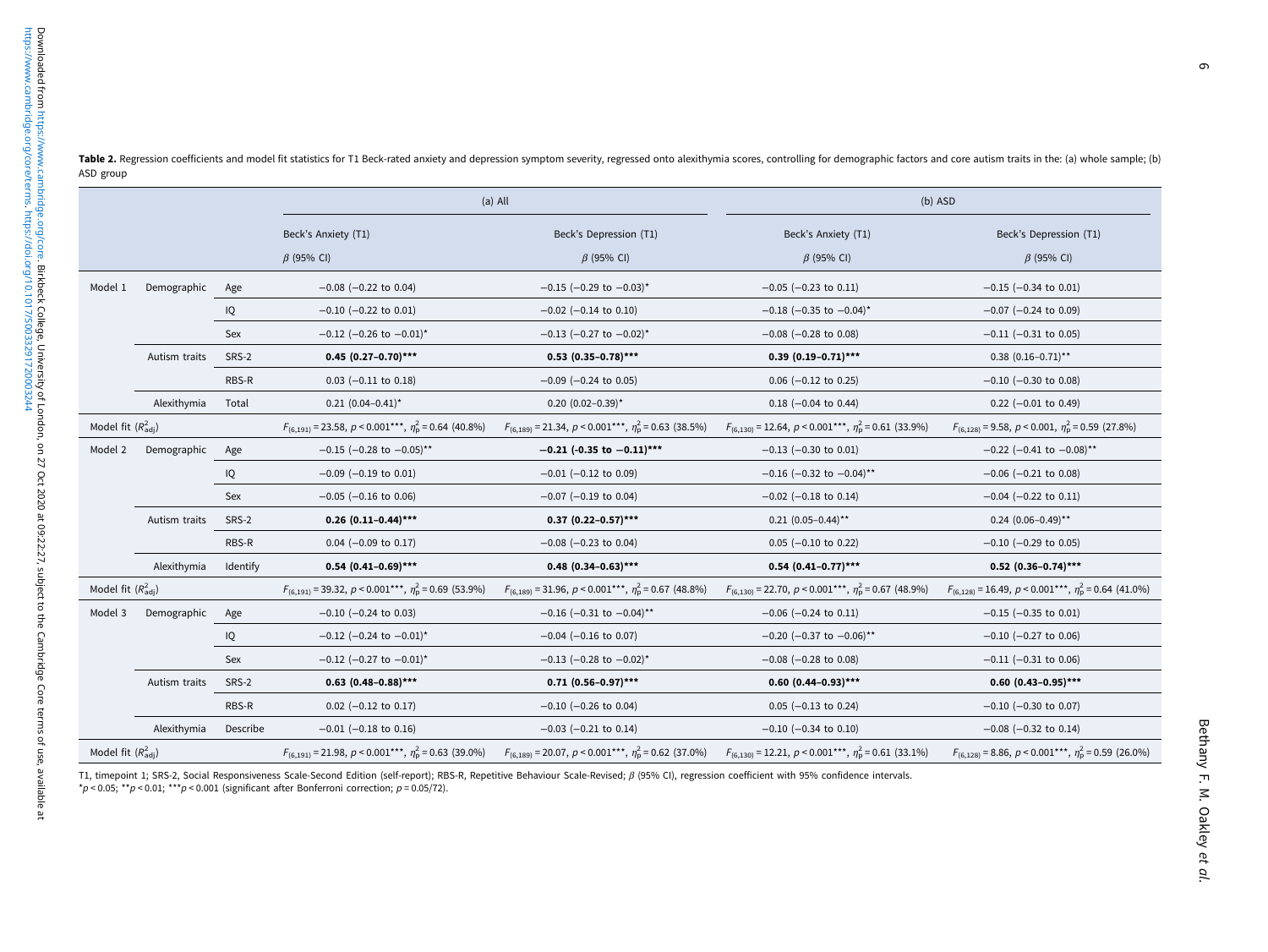**Table 2.** Regression coefficients and model fit statistics for T1 Beck-rated anxiety and depression symptom severity, regressed onto alexithymia scores, controlling for demographic factors and core autism traits in the: (a) whole sample; (b) ASD group

| | | | (a) All | | (b) ASD | |
|---|---|---|---|---|---|---|
| | | | Beck's Anxiety (T1) | Beck's Depression (T1) | Beck's Anxiety (T1) | Beck's Depression (T1) |
| | | | $\beta$ (95% CI) | $\beta$ (95% CI) | $\beta$ (95% CI) | $\beta$ (95% CI) |
| Model 1 | Demographic | Age | −0.08 (−0.22 to 0.04) | −0.15 (−0.29 to −0.03)* | −0.05 (−0.23 to 0.11) | −0.15 (−0.34 to 0.01) |
| | | IQ | −0.10 (−0.22 to 0.01) | −0.02 (−0.14 to 0.10) | −0.18 (−0.35 to −0.04)* | −0.07 (−0.24 to 0.09) |
| | | Sex | −0.12 (−0.26 to −0.01)* | −0.13 (−0.27 to −0.02)* | −0.08 (−0.28 to 0.08) | −0.11 (−0.31 to 0.05) |
| | Autism traits | SRS-2 | **0.45 (0.27–0.70)*** ** | **0.53 (0.35–0.78)*** ** | **0.39 (0.19–0.71)*** ** | 0.38 (0.16–0.71)** |
| | | RBS-R | 0.03 (−0.11 to 0.18) | −0.09 (−0.24 to 0.05) | 0.06 (−0.12 to 0.25) | −0.10 (−0.30 to 0.08) |
| | Alexithymia | Total | 0.21 (0.04–0.41)* | 0.20 (0.02–0.39)* | 0.18 (−0.04 to 0.44) | 0.22 (−0.01 to 0.49) |
| Model fit ($R^2_{adj}$) | | | $F_{(6,191)} = 23.58$, $p < 0.001$***, $\eta^2_p = 0.64$ (40.8%) | $F_{(6,189)} = 21.34$, $p < 0.001$***, $\eta^2_p = 0.63$ (38.5%) | $F_{(6,130)} = 12.64$, $p < 0.001$***, $\eta^2_p = 0.61$ (33.9%) | $F_{(6,128)} = 9.58$, $p < 0.001$, $\eta^2_p = 0.59$ (27.8%) |
| Model 2 | Demographic | Age | −0.15 (−0.28 to −0.05)** | **−0.21 (-0.35 to −0.11)*** ** | −0.13 (−0.30 to 0.01) | −0.22 (−0.41 to −0.08)** |
| | | IQ | −0.09 (−0.19 to 0.01) | −0.01 (−0.12 to 0.09) | −0.16 (−0.32 to −0.04)** | −0.06 (−0.21 to 0.08) |
| | | Sex | −0.05 (−0.16 to 0.06) | −0.07 (−0.19 to 0.04) | −0.02 (−0.18 to 0.14) | −0.04 (−0.22 to 0.11) |
| | Autism traits | SRS-2 | **0.26 (0.11–0.44)*** ** | **0.37 (0.22–0.57)*** ** | 0.21 (0.05–0.44)** | 0.24 (0.06–0.49)** |
| | | RBS-R | 0.04 (−0.09 to 0.17) | −0.08 (−0.23 to 0.04) | 0.05 (−0.10 to 0.22) | −0.10 (−0.29 to 0.05) |
| | Alexithymia | Identify | **0.54 (0.41–0.69)*** ** | **0.48 (0.34–0.63)*** ** | **0.54 (0.41–0.77)*** ** | **0.52 (0.36–0.74)*** ** |
| Model fit ($R^2_{adj}$) | | | $F_{(6,191)} = 39.32$, $p < 0.001$***, $\eta^2_p = 0.69$ (53.9%) | $F_{(6,189)} = 31.96$, $p < 0.001$***, $\eta^2_p = 0.67$ (48.8%) | $F_{(6,130)} = 22.70$, $p < 0.001$***, $\eta^2_p = 0.67$ (48.9%) | $F_{(6,128)} = 16.49$, $p < 0.001$***, $\eta^2_p = 0.64$ (41.0%) |
| Model 3 | Demographic | Age | −0.10 (−0.24 to 0.03) | −0.16 (−0.31 to −0.04)** | −0.06 (−0.24 to 0.11) | −0.15 (−0.35 to 0.01) |
| | | IQ | −0.12 (−0.24 to −0.01)* | −0.04 (−0.16 to 0.07) | −0.20 (−0.37 to −0.06)** | −0.10 (−0.27 to 0.06) |
| | | Sex | −0.12 (−0.27 to −0.01)* | −0.13 (−0.28 to −0.02)* | −0.08 (−0.28 to 0.08) | −0.11 (−0.31 to 0.06) |
| | Autism traits | SRS-2 | **0.63 (0.48–0.88)*** ** | **0.71 (0.56–0.97)*** ** | **0.60 (0.44–0.93)*** ** | **0.60 (0.43–0.95)*** ** |
| | | RBS-R | 0.02 (−0.12 to 0.17) | −0.10 (−0.26 to 0.04) | 0.05 (−0.13 to 0.24) | −0.10 (−0.30 to 0.07) |
| | Alexithymia | Describe | −0.01 (−0.18 to 0.16) | −0.03 (−0.21 to 0.14) | −0.10 (−0.34 to 0.10) | −0.08 (−0.32 to 0.14) |
| Model fit ($R^2_{adj}$) | | | $F_{(6,191)} = 21.98$, $p < 0.001$***, $\eta^2_p = 0.63$ (39.0%) | $F_{(6,189)} = 20.07$, $p < 0.001$***, $\eta^2_p = 0.62$ (37.0%) | $F_{(6,130)} = 12.21$, $p < 0.001$***, $\eta^2_p = 0.61$ (33.1%) | $F_{(6,128)} = 8.86$, $p < 0.001$***, $\eta^2_p = 0.59$ (26.0%) |

T1, timepoint 1; SRS-2, Social Responsiveness Scale-Second Edition (self-report); RBS-R, Repetitive Behaviour Scale-Revised; $\beta$ (95% CI), regression coefficient with 95% confidence intervals.
*$p < 0.05$; **$p < 0.01$; ***$p < 0.001$ (significant after Bonferroni correction; $p = 0.05/72$).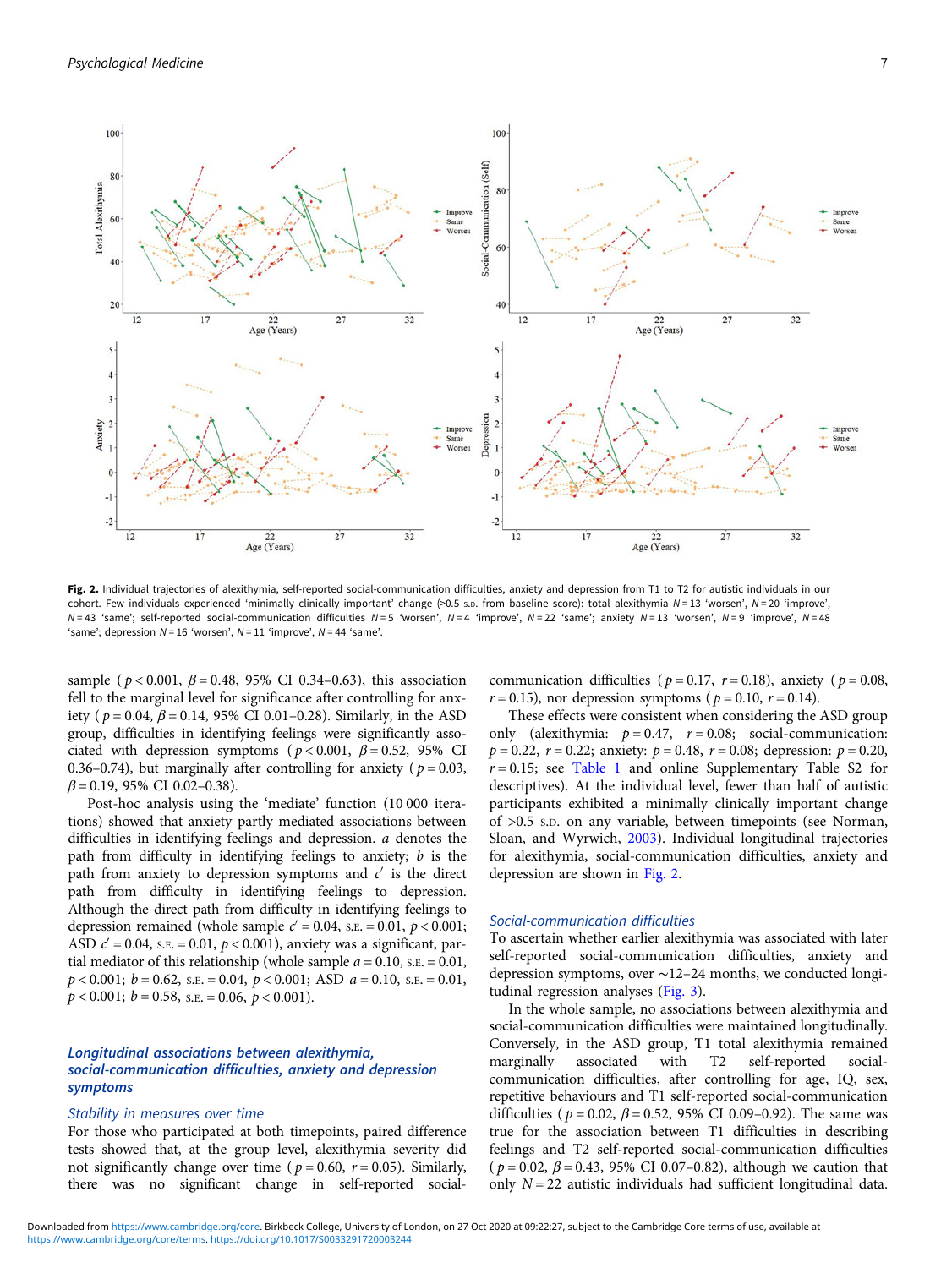**Fig. 2.** Individual trajectories of alexithymia, self-reported social-communication difficulties, anxiety and depression from T1 to T2 for autistic individuals in our cohort. Few individuals experienced 'minimally clinically important' change (>0.5 S.D. from baseline score): total alexithymia $N = 13$ 'worsen', $N = 20$ 'improve', $N = 43$ 'same'; self-reported social-communication difficulties $N = 5$ 'worsen', $N = 4$ 'improve', $N = 22$ 'same'; anxiety $N = 13$ 'worsen', $N = 9$ 'improve', $N = 48$ 'same'; depression $N = 16$ 'worsen', $N = 11$ 'improve', $N = 44$ 'same'.

sample ($p < 0.001$, $\beta = 0.48$, 95% CI 0.34–0.63), this association fell to the marginal level for significance after controlling for anxiety ($p = 0.04$, $\beta = 0.14$, 95% CI 0.01–0.28). Similarly, in the ASD group, difficulties in identifying feelings were significantly associated with depression symptoms ($p < 0.001$, $\beta = 0.52$, 95% CI 0.36–0.74), but marginally after controlling for anxiety ($p = 0.03$, $\beta = 0.19$, 95% CI 0.02–0.38).

Post-hoc analysis using the 'mediate' function (10 000 iterations) showed that anxiety partly mediated associations between difficulties in identifying feelings and depression. $a$ denotes the path from difficulty in identifying feelings to anxiety; $b$ is the path from anxiety to depression symptoms and $c'$ is the direct path from difficulty in identifying feelings to depression. Although the direct path from difficulty in identifying feelings to depression remained (whole sample $c' = 0.04$, S.E. $= 0.01$, $p < 0.001$; ASD $c' = 0.04$, S.E. $= 0.01$, $p < 0.001$), anxiety was a significant, partial mediator of this relationship (whole sample $a = 0.10$, S.E. $= 0.01$, $p < 0.001$; $b = 0.62$, S.E. $= 0.04$, $p < 0.001$; ASD $a = 0.10$, S.E. $= 0.01$, $p < 0.001$; $b = 0.58$, S.E. $= 0.06$, $p < 0.001$).

### Longitudinal associations between alexithymia, social-communication difficulties, anxiety and depression symptoms

#### Stability in measures over time

For those who participated at both timepoints, paired difference tests showed that, at the group level, alexithymia severity did not significantly change over time ($p = 0.60$, $r = 0.05$). Similarly, there was no significant change in self-reported social-communication difficulties ($p = 0.17$, $r = 0.18$), anxiety ($p = 0.08$, $r = 0.15$), nor depression symptoms ($p = 0.10$, $r = 0.14$).

These effects were consistent when considering the ASD group only (alexithymia: $p = 0.47$, $r = 0.08$; social-communication: $p = 0.22$, $r = 0.22$; anxiety: $p = 0.48$, $r = 0.08$; depression: $p = 0.20$, $r = 0.15$; see Table 1 and online Supplementary Table S2 for descriptives). At the individual level, fewer than half of autistic participants exhibited a minimally clinically important change of >0.5 S.D. on any variable, between timepoints (see Norman, Sloan, and Wyrwich, 2003). Individual longitudinal trajectories for alexithymia, social-communication difficulties, anxiety and depression are shown in Fig. 2.

#### Social-communication difficulties

To ascertain whether earlier alexithymia was associated with later self-reported social-communication difficulties, anxiety and depression symptoms, over ~12–24 months, we conducted longitudinal regression analyses (Fig. 3).

In the whole sample, no associations between alexithymia and social-communication difficulties were maintained longitudinally. Conversely, in the ASD group, T1 total alexithymia remained marginally associated with T2 self-reported social-communication difficulties, after controlling for age, IQ, sex, repetitive behaviours and T1 self-reported social-communication difficulties ($p = 0.02$, $\beta = 0.52$, 95% CI 0.09–0.92). The same was true for the association between T1 difficulties in describing feelings and T2 self-reported social-communication difficulties ($p = 0.02$, $\beta = 0.43$, 95% CI 0.07–0.82), although we caution that only $N = 22$ autistic individuals had sufficient longitudinal data.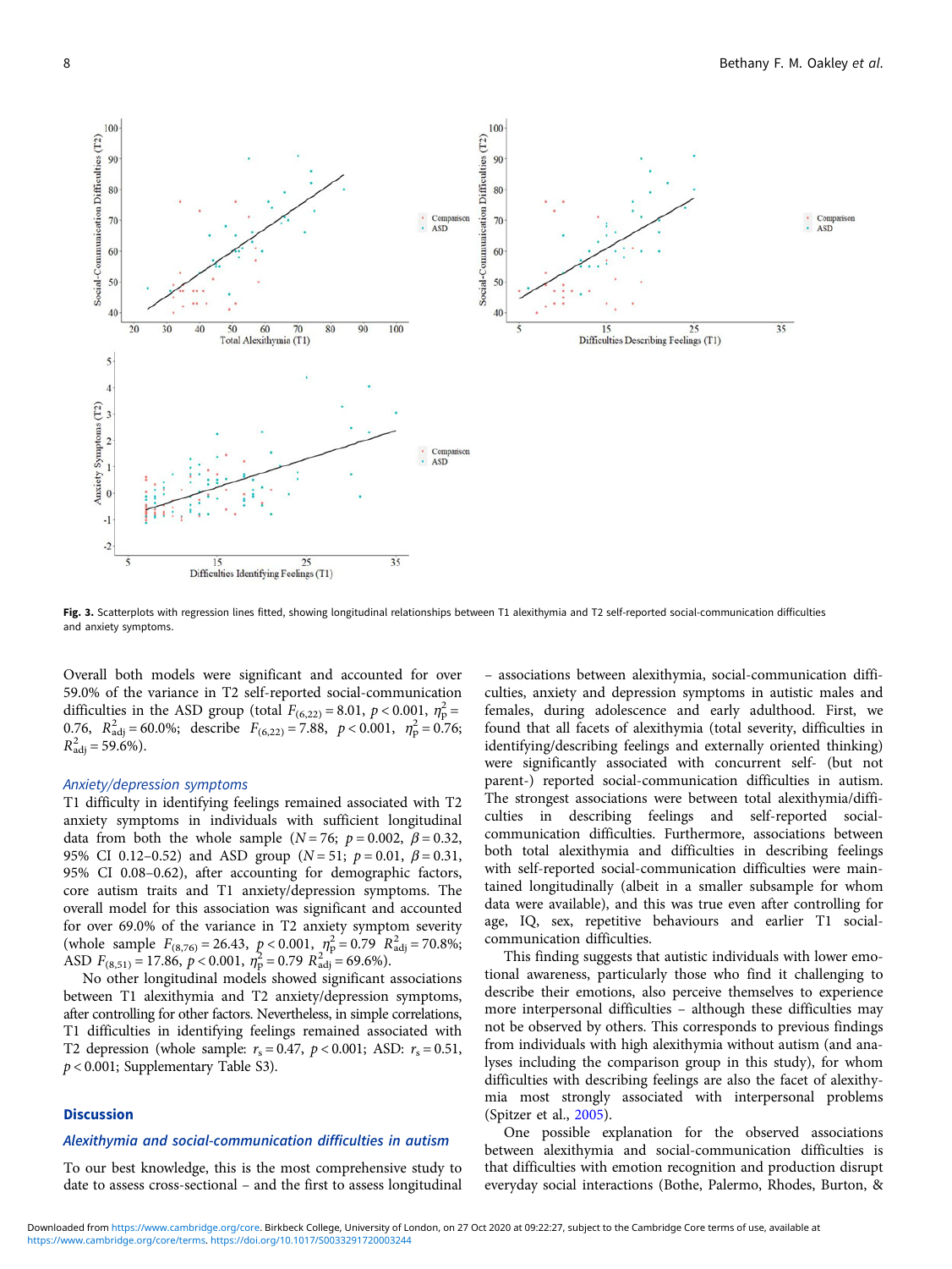Fig. 3. Scatterplots with regression lines fitted, showing longitudinal relationships between T1 alexithymia and T2 self-reported social-communication difficulties and anxiety symptoms.

Overall both models were significant and accounted for over 59.0% of the variance in T2 self-reported social-communication difficulties in the ASD group (total $F_{(6,22)} = 8.01$, $p < 0.001$, $\eta_p^2 = 0.76$, $R^2_{adj} = 60.0\%$; describe $F_{(6,22)} = 7.88$, $p < 0.001$, $\eta_p^2 = 0.76$; $R^2_{adj} = 59.6\%$).

### *Anxiety/depression symptoms*

T1 difficulty in identifying feelings remained associated with T2 anxiety symptoms in individuals with sufficient longitudinal data from both the whole sample ($N = 76$; $p = 0.002$, $\beta = 0.32$, 95% CI 0.12–0.52) and ASD group ($N = 51$; $p = 0.01$, $\beta = 0.31$, 95% CI 0.08–0.62), after accounting for demographic factors, core autism traits and T1 anxiety/depression symptoms. The overall model for this association was significant and accounted for over 69.0% of the variance in T2 anxiety symptom severity (whole sample $F_{(8,76)} = 26.43$, $p < 0.001$, $\eta_p^2 = 0.79$ $R^2_{adj} = 70.8\%$; ASD $F_{(8,51)} = 17.86$, $p < 0.001$, $\eta_p^2 = 0.79$ $R^2_{adj} = 69.6\%$).

No other longitudinal models showed significant associations between T1 alexithymia and T2 anxiety/depression symptoms, after controlling for other factors. Nevertheless, in simple correlations, T1 difficulties in identifying feelings remained associated with T2 depression (whole sample: $r_s = 0.47$, $p < 0.001$; ASD: $r_s = 0.51$, $p < 0.001$; Supplementary Table S3).

## Discussion

### *Alexithymia and social-communication difficulties in autism*

To our best knowledge, this is the most comprehensive study to date to assess cross-sectional – and the first to assess longitudinal – associations between alexithymia, social-communication difficulties, anxiety and depression symptoms in autistic males and females, during adolescence and early adulthood. First, we found that all facets of alexithymia (total severity, difficulties in identifying/describing feelings and externally oriented thinking) were significantly associated with concurrent self- (but not parent-) reported social-communication difficulties in autism. The strongest associations were between total alexithymia/difficulties in describing feelings and self-reported social-communication difficulties. Furthermore, associations between both total alexithymia and difficulties in describing feelings with self-reported social-communication difficulties were maintained longitudinally (albeit in a smaller subsample for whom data were available), and this was true even after controlling for age, IQ, sex, repetitive behaviours and earlier T1 social-communication difficulties.

This finding suggests that autistic individuals with lower emotional awareness, particularly those who find it challenging to describe their emotions, also perceive themselves to experience more interpersonal difficulties – although these difficulties may not be observed by others. This corresponds to previous findings from individuals with high alexithymia without autism (and analyses including the comparison group in this study), for whom difficulties with describing feelings are also the facet of alexithymia most strongly associated with interpersonal problems (Spitzer et al., 2005).

One possible explanation for the observed associations between alexithymia and social-communication difficulties is that difficulties with emotion recognition and production disrupt everyday social interactions (Bothe, Palermo, Rhodes, Burton, &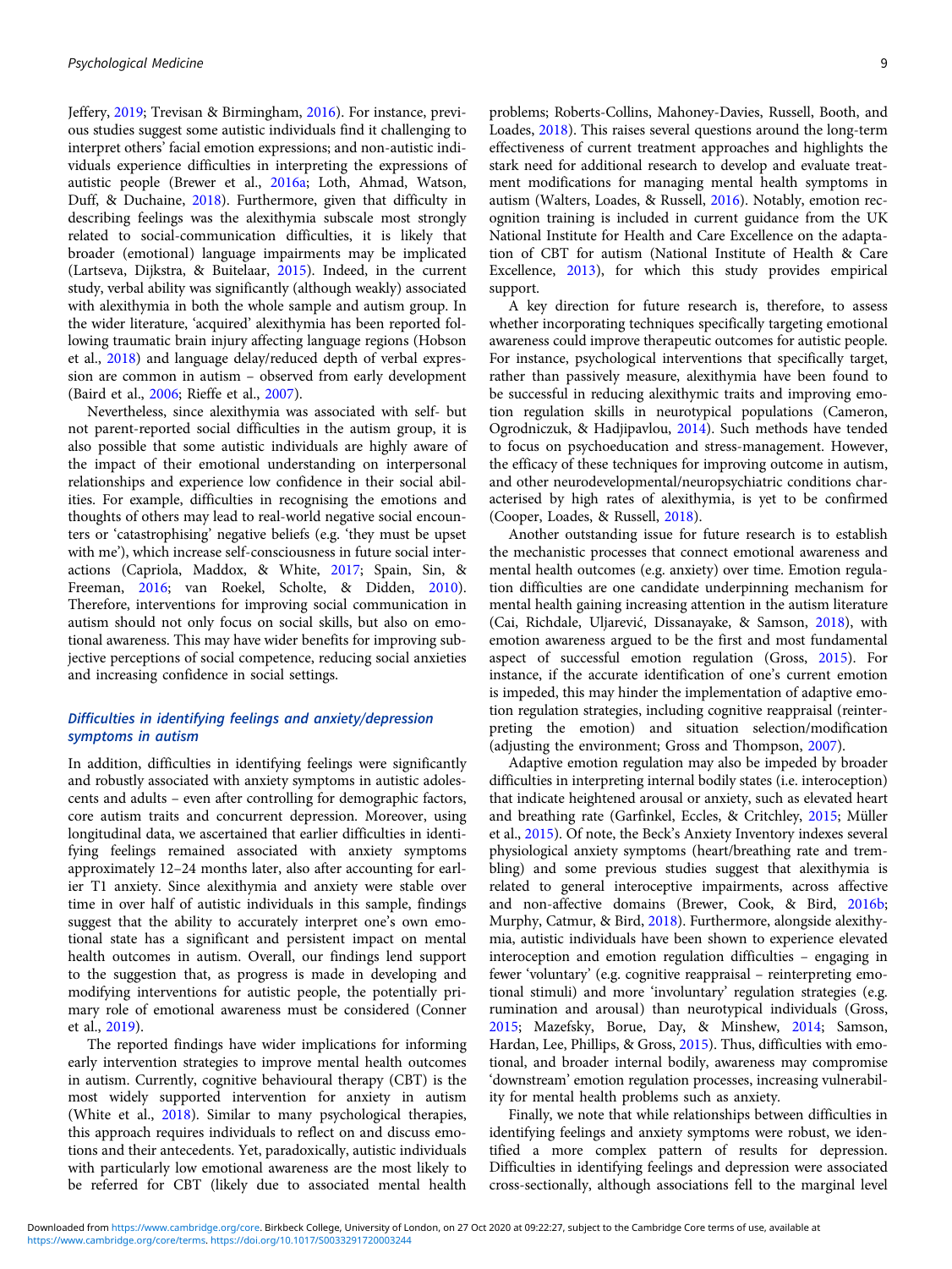Jeffery, 2019; Trevisan & Birmingham, 2016). For instance, previous studies suggest some autistic individuals find it challenging to interpret others' facial emotion expressions; and non-autistic individuals experience difficulties in interpreting the expressions of autistic people (Brewer et al., 2016a; Loth, Ahmad, Watson, Duff, & Duchaine, 2018). Furthermore, given that difficulty in describing feelings was the alexithymia subscale most strongly related to social-communication difficulties, it is likely that broader (emotional) language impairments may be implicated (Lartseva, Dijkstra, & Buitelaar, 2015). Indeed, in the current study, verbal ability was significantly (although weakly) associated with alexithymia in both the whole sample and autism group. In the wider literature, 'acquired' alexithymia has been reported following traumatic brain injury affecting language regions (Hobson et al., 2018) and language delay/reduced depth of verbal expression are common in autism – observed from early development (Baird et al., 2006; Rieffe et al., 2007).

Nevertheless, since alexithymia was associated with self- but not parent-reported social difficulties in the autism group, it is also possible that some autistic individuals are highly aware of the impact of their emotional understanding on interpersonal relationships and experience low confidence in their social abilities. For example, difficulties in recognising the emotions and thoughts of others may lead to real-world negative social encounters or 'catastrophising' negative beliefs (e.g. 'they must be upset with me'), which increase self-consciousness in future social interactions (Capriola, Maddox, & White, 2017; Spain, Sin, & Freeman, 2016; van Roekel, Scholte, & Didden, 2010). Therefore, interventions for improving social communication in autism should not only focus on social skills, but also on emotional awareness. This may have wider benefits for improving subjective perceptions of social competence, reducing social anxieties and increasing confidence in social settings.

### *Difficulties in identifying feelings and anxiety/depression symptoms in autism*

In addition, difficulties in identifying feelings were significantly and robustly associated with anxiety symptoms in autistic adolescents and adults – even after controlling for demographic factors, core autism traits and concurrent depression. Moreover, using longitudinal data, we ascertained that earlier difficulties in identifying feelings remained associated with anxiety symptoms approximately 12–24 months later, also after accounting for earlier T1 anxiety. Since alexithymia and anxiety were stable over time in over half of autistic individuals in this sample, findings suggest that the ability to accurately interpret one's own emotional state has a significant and persistent impact on mental health outcomes in autism. Overall, our findings lend support to the suggestion that, as progress is made in developing and modifying interventions for autistic people, the potentially primary role of emotional awareness must be considered (Conner et al., 2019).

The reported findings have wider implications for informing early intervention strategies to improve mental health outcomes in autism. Currently, cognitive behavioural therapy (CBT) is the most widely supported intervention for anxiety in autism (White et al., 2018). Similar to many psychological therapies, this approach requires individuals to reflect on and discuss emotions and their antecedents. Yet, paradoxically, autistic individuals with particularly low emotional awareness are the most likely to be referred for CBT (likely due to associated mental health problems; Roberts-Collins, Mahoney-Davies, Russell, Booth, and Loades, 2018). This raises several questions around the long-term effectiveness of current treatment approaches and highlights the stark need for additional research to develop and evaluate treatment modifications for managing mental health symptoms in autism (Walters, Loades, & Russell, 2016). Notably, emotion recognition training is included in current guidance from the UK National Institute for Health and Care Excellence on the adaptation of CBT for autism (National Institute of Health & Care Excellence, 2013), for which this study provides empirical support.

A key direction for future research is, therefore, to assess whether incorporating techniques specifically targeting emotional awareness could improve therapeutic outcomes for autistic people. For instance, psychological interventions that specifically target, rather than passively measure, alexithymia have been found to be successful in reducing alexithymic traits and improving emotion regulation skills in neurotypical populations (Cameron, Ogrodniczuk, & Hadjipavlou, 2014). Such methods have tended to focus on psychoeducation and stress-management. However, the efficacy of these techniques for improving outcome in autism, and other neurodevelopmental/neuropsychiatric conditions characterised by high rates of alexithymia, is yet to be confirmed (Cooper, Loades, & Russell, 2018).

Another outstanding issue for future research is to establish the mechanistic processes that connect emotional awareness and mental health outcomes (e.g. anxiety) over time. Emotion regulation difficulties are one candidate underpinning mechanism for mental health gaining increasing attention in the autism literature (Cai, Richdale, Uljarević, Dissanayake, & Samson, 2018), with emotion awareness argued to be the first and most fundamental aspect of successful emotion regulation (Gross, 2015). For instance, if the accurate identification of one's current emotion is impeded, this may hinder the implementation of adaptive emotion regulation strategies, including cognitive reappraisal (reinterpreting the emotion) and situation selection/modification (adjusting the environment; Gross and Thompson, 2007).

Adaptive emotion regulation may also be impeded by broader difficulties in interpreting internal bodily states (i.e. interoception) that indicate heightened arousal or anxiety, such as elevated heart and breathing rate (Garfinkel, Eccles, & Critchley, 2015; Müller et al., 2015). Of note, the Beck's Anxiety Inventory indexes several physiological anxiety symptoms (heart/breathing rate and trembling) and some previous studies suggest that alexithymia is related to general interoceptive impairments, across affective and non-affective domains (Brewer, Cook, & Bird, 2016b; Murphy, Catmur, & Bird, 2018). Furthermore, alongside alexithymia, autistic individuals have been shown to experience elevated interoception and emotion regulation difficulties – engaging in fewer 'voluntary' (e.g. cognitive reappraisal – reinterpreting emotional stimuli) and more 'involuntary' regulation strategies (e.g. rumination and arousal) than neurotypical individuals (Gross, 2015; Mazefsky, Borue, Day, & Minshew, 2014; Samson, Hardan, Lee, Phillips, & Gross, 2015). Thus, difficulties with emotional, and broader internal bodily, awareness may compromise 'downstream' emotion regulation processes, increasing vulnerability for mental health problems such as anxiety.

Finally, we note that while relationships between difficulties in identifying feelings and anxiety symptoms were robust, we identified a more complex pattern of results for depression. Difficulties in identifying feelings and depression were associated cross-sectionally, although associations fell to the marginal level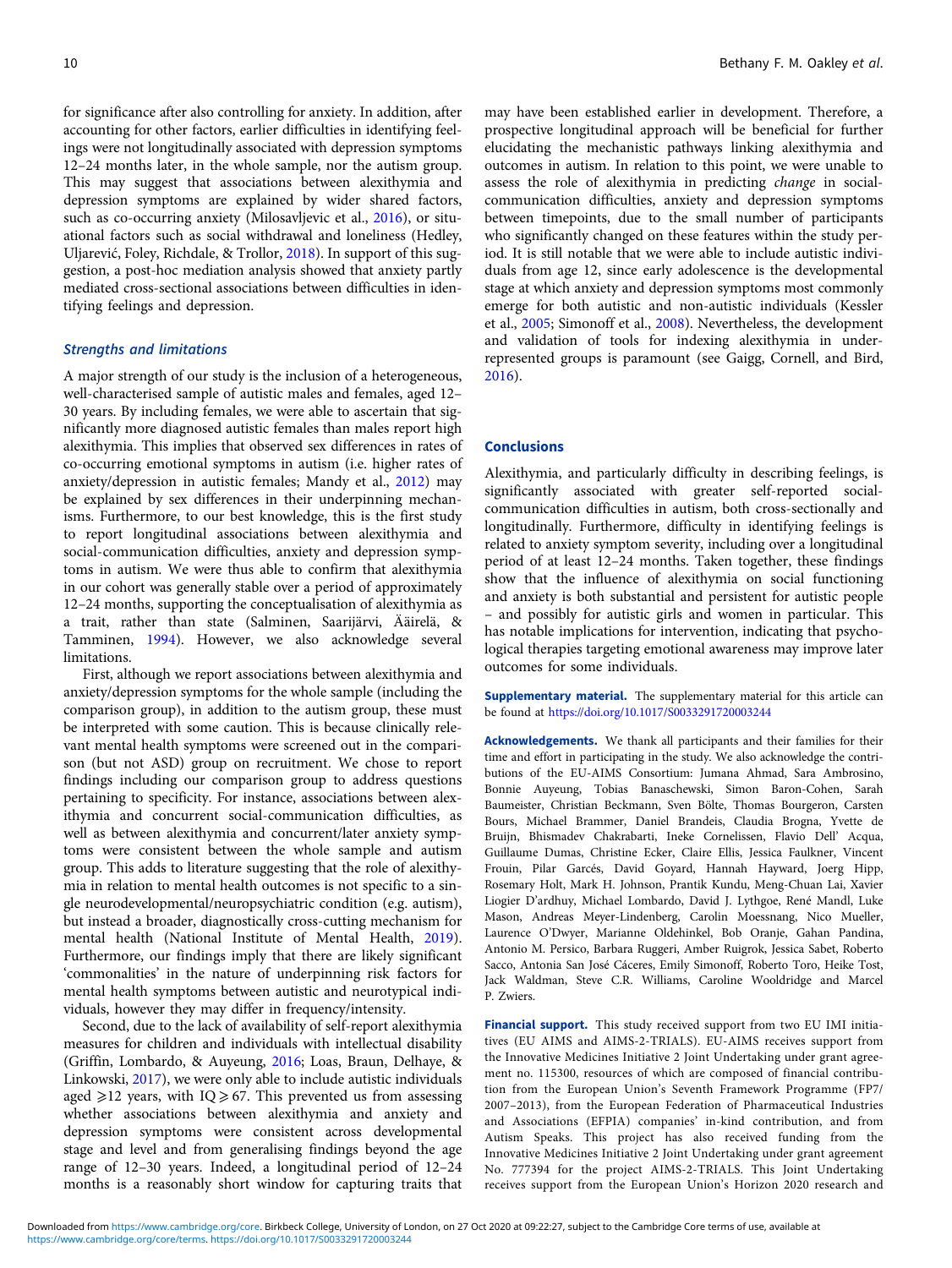for significance after also controlling for anxiety. In addition, after accounting for other factors, earlier difficulties in identifying feelings were not longitudinally associated with depression symptoms 12–24 months later, in the whole sample, nor the autism group. This may suggest that associations between alexithymia and depression symptoms are explained by wider shared factors, such as co-occurring anxiety (Milosavljevic et al., 2016), or situational factors such as social withdrawal and loneliness (Hedley, Uljarević, Foley, Richdale, & Trollor, 2018). In support of this suggestion, a post-hoc mediation analysis showed that anxiety partly mediated cross-sectional associations between difficulties in identifying feelings and depression.

### Strengths and limitations

A major strength of our study is the inclusion of a heterogeneous, well-characterised sample of autistic males and females, aged 12–30 years. By including females, we were able to ascertain that significantly more diagnosed autistic females than males report high alexithymia. This implies that observed sex differences in rates of co-occurring emotional symptoms in autism (i.e. higher rates of anxiety/depression in autistic females; Mandy et al., 2012) may be explained by sex differences in their underpinning mechanisms. Furthermore, to our best knowledge, this is the first study to report longitudinal associations between alexithymia and social-communication difficulties, anxiety and depression symptoms in autism. We were thus able to confirm that alexithymia in our cohort was generally stable over a period of approximately 12–24 months, supporting the conceptualisation of alexithymia as a trait, rather than state (Salminen, Saarijärvi, Ääirelä, & Tamminen, 1994). However, we also acknowledge several limitations.

First, although we report associations between alexithymia and anxiety/depression symptoms for the whole sample (including the comparison group), in addition to the autism group, these must be interpreted with some caution. This is because clinically relevant mental health symptoms were screened out in the comparison (but not ASD) group on recruitment. We chose to report findings including our comparison group to address questions pertaining to specificity. For instance, associations between alexithymia and concurrent social-communication difficulties, as well as between alexithymia and concurrent/later anxiety symptoms were consistent between the whole sample and autism group. This adds to literature suggesting that the role of alexithymia in relation to mental health outcomes is not specific to a single neurodevelopmental/neuropsychiatric condition (e.g. autism), but instead a broader, diagnostically cross-cutting mechanism for mental health (National Institute of Mental Health, 2019). Furthermore, our findings imply that there are likely significant 'commonalities' in the nature of underpinning risk factors for mental health symptoms between autistic and neurotypical individuals, however they may differ in frequency/intensity.

Second, due to the lack of availability of self-report alexithymia measures for children and individuals with intellectual disability (Griffin, Lombardo, & Auyeung, 2016; Loas, Braun, Delhaye, & Linkowski, 2017), we were only able to include autistic individuals aged ⩾12 years, with IQ ⩾ 67. This prevented us from assessing whether associations between alexithymia and anxiety and depression symptoms were consistent across developmental stage and level and from generalising findings beyond the age range of 12–30 years. Indeed, a longitudinal period of 12–24 months is a reasonably short window for capturing traits that may have been established earlier in development. Therefore, a prospective longitudinal approach will be beneficial for further elucidating the mechanistic pathways linking alexithymia and outcomes in autism. In relation to this point, we were unable to assess the role of alexithymia in predicting *change* in social-communication difficulties, anxiety and depression symptoms between timepoints, due to the small number of participants who significantly changed on these features within the study period. It is still notable that we were able to include autistic individuals from age 12, since early adolescence is the developmental stage at which anxiety and depression symptoms most commonly emerge for both autistic and non-autistic individuals (Kessler et al., 2005; Simonoff et al., 2008). Nevertheless, the development and validation of tools for indexing alexithymia in under-represented groups is paramount (see Gaigg, Cornell, and Bird, 2016).

## Conclusions

Alexithymia, and particularly difficulty in describing feelings, is significantly associated with greater self-reported social-communication difficulties in autism, both cross-sectionally and longitudinally. Furthermore, difficulty in identifying feelings is related to anxiety symptom severity, including over a longitudinal period of at least 12–24 months. Taken together, these findings show that the influence of alexithymia on social functioning and anxiety is both substantial and persistent for autistic people – and possibly for autistic girls and women in particular. This has notable implications for intervention, indicating that psychological therapies targeting emotional awareness may improve later outcomes for some individuals.

**Supplementary material.** The supplementary material for this article can be found at https://doi.org/10.1017/S0033291720003244

**Acknowledgements.** We thank all participants and their families for their time and effort in participating in the study. We also acknowledge the contributions of the EU-AIMS Consortium: Jumana Ahmad, Sara Ambrosino, Bonnie Auyeung, Tobias Banaschewski, Simon Baron-Cohen, Sarah Baumeister, Christian Beckmann, Sven Bölte, Thomas Bourgeron, Carsten Bours, Michael Brammer, Daniel Brandeis, Claudia Brogna, Yvette de Bruijn, Bhismadev Chakrabarti, Ineke Cornelissen, Flavio Dell' Acqua, Guillaume Dumas, Christine Ecker, Claire Ellis, Jessica Faulkner, Vincent Frouin, Pilar Garcés, David Goyard, Hannah Hayward, Joerg Hipp, Rosemary Holt, Mark H. Johnson, Prantik Kundu, Meng-Chuan Lai, Xavier Liogier D'ardhuy, Michael Lombardo, David J. Lythgoe, René Mandl, Luke Mason, Andreas Meyer-Lindenberg, Carolin Moessnang, Nico Mueller, Laurence O'Dwyer, Marianne Oldehinkel, Bob Oranje, Gahan Pandina, Antonio M. Persico, Barbara Ruggeri, Amber Ruigrok, Jessica Sabet, Roberto Sacco, Antonia San José Cáceres, Emily Simonoff, Roberto Toro, Heike Tost, Jack Waldman, Steve C.R. Williams, Caroline Wooldridge and Marcel P. Zwiers.

**Financial support.** This study received support from two EU IMI initiatives (EU AIMS and AIMS-2-TRIALS). EU-AIMS receives support from the Innovative Medicines Initiative 2 Joint Undertaking under grant agreement no. 115300, resources of which are composed of financial contribution from the European Union's Seventh Framework Programme (FP7/2007–2013), from the European Federation of Pharmaceutical Industries and Associations (EFPIA) companies' in-kind contribution, and from Autism Speaks. This project has also received funding from the Innovative Medicines Initiative 2 Joint Undertaking under grant agreement No. 777394 for the project AIMS-2-TRIALS. This Joint Undertaking receives support from the European Union's Horizon 2020 research and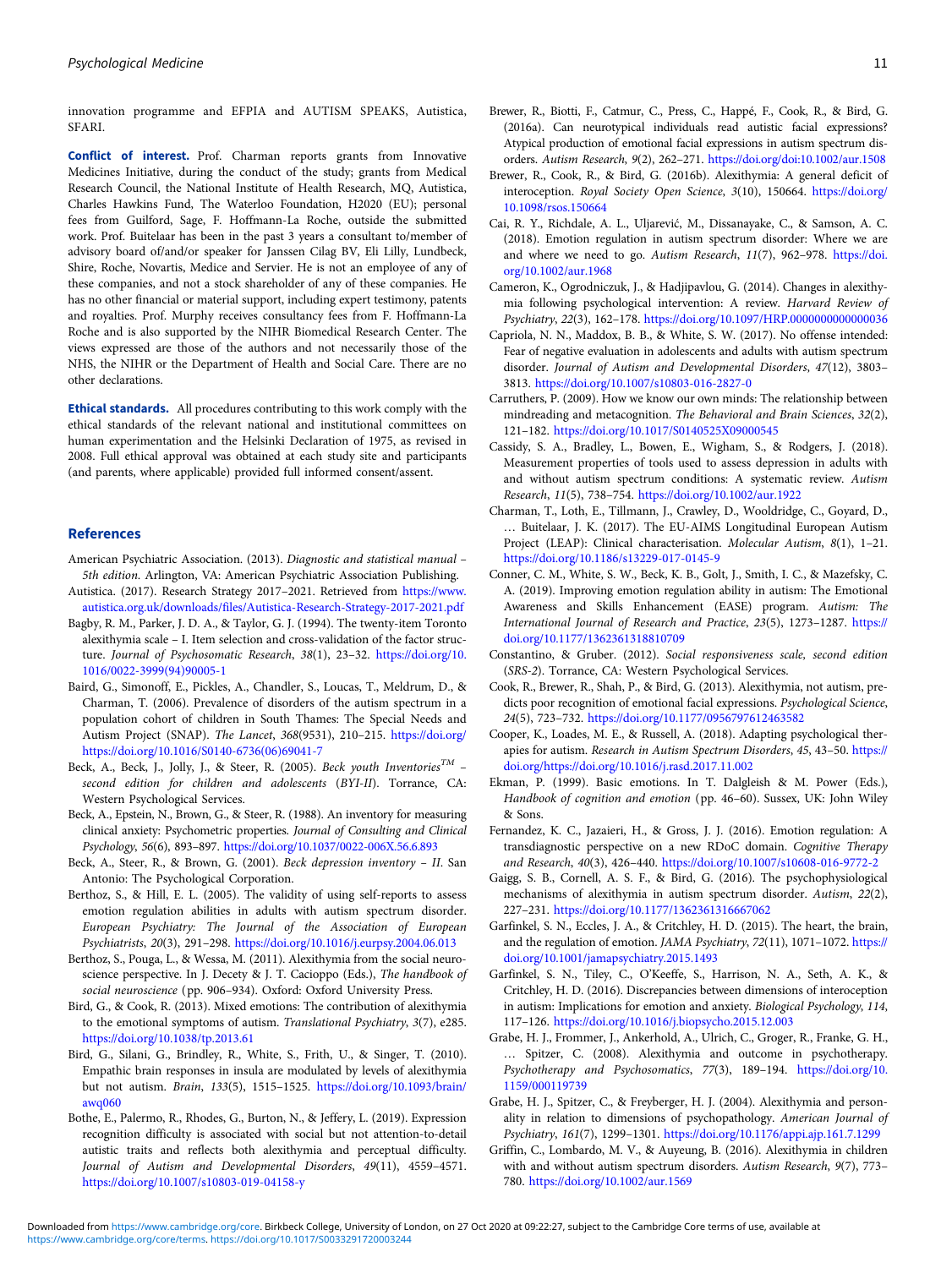innovation programme and EFPIA and AUTISM SPEAKS, Autistica, SFARI.

**Conflict of interest.** Prof. Charman reports grants from Innovative Medicines Initiative, during the conduct of the study; grants from Medical Research Council, the National Institute of Health Research, MQ, Autistica, Charles Hawkins Fund, The Waterloo Foundation, H2020 (EU); personal fees from Guilford, Sage, F. Hoffmann-La Roche, outside the submitted work. Prof. Buitelaar has been in the past 3 years a consultant to/member of advisory board of/and/or speaker for Janssen Cilag BV, Eli Lilly, Lundbeck, Shire, Roche, Novartis, Medice and Servier. He is not an employee of any of these companies, and not a stock shareholder of any of these companies. He has no other financial or material support, including expert testimony, patents and royalties. Prof. Murphy receives consultancy fees from F. Hoffmann-La Roche and is also supported by the NIHR Biomedical Research Center. The views expressed are those of the authors and not necessarily those of the NHS, the NIHR or the Department of Health and Social Care. There are no other declarations.

**Ethical standards.** All procedures contributing to this work comply with the ethical standards of the relevant national and institutional committees on human experimentation and the Helsinki Declaration of 1975, as revised in 2008. Full ethical approval was obtained at each study site and participants (and parents, where applicable) provided full informed consent/assent.

## References

American Psychiatric Association. (2013). *Diagnostic and statistical manual – 5th edition*. Arlington, VA: American Psychiatric Association Publishing.

Autistica. (2017). Research Strategy 2017–2021. Retrieved from https://www.autistica.org.uk/downloads/files/Autistica-Research-Strategy-2017-2021.pdf

Bagby, R. M., Parker, J. D. A., & Taylor, G. J. (1994). The twenty-item Toronto alexithymia scale – I. Item selection and cross-validation of the factor structure. *Journal of Psychosomatic Research*, *38*(1), 23–32. https://doi.org/10.1016/0022-3999(94)90005-1

Baird, G., Simonoff, E., Pickles, A., Chandler, S., Loucas, T., Meldrum, D., & Charman, T. (2006). Prevalence of disorders of the autism spectrum in a population cohort of children in South Thames: The Special Needs and Autism Project (SNAP). *The Lancet*, *368*(9531), 210–215. https://doi.org/https://doi.org/10.1016/S0140-6736(06)69041-7

Beck, A., Beck, J., Jolly, J., & Steer, R. (2005). *Beck youth Inventories™ – second edition for children and adolescents* (*BYI-II*). Torrance, CA: Western Psychological Services.

Beck, A., Epstein, N., Brown, G., & Steer, R. (1988). An inventory for measuring clinical anxiety: Psychometric properties. *Journal of Consulting and Clinical Psychology*, *56*(6), 893–897. https://doi.org/10.1037/0022-006X.56.6.893

Beck, A., Steer, R., & Brown, G. (2001). *Beck depression inventory – II*. San Antonio: The Psychological Corporation.

Berthoz, S., & Hill, E. L. (2005). The validity of using self-reports to assess emotion regulation abilities in adults with autism spectrum disorder. *European Psychiatry: The Journal of the Association of European Psychiatrists*, *20*(3), 291–298. https://doi.org/10.1016/j.eurpsy.2004.06.013

Berthoz, S., Pouga, L., & Wessa, M. (2011). Alexithymia from the social neuroscience perspective. In J. Decety & J. T. Cacioppo (Eds.), *The handbook of social neuroscience* (pp. 906–934). Oxford: Oxford University Press.

Bird, G., & Cook, R. (2013). Mixed emotions: The contribution of alexithymia to the emotional symptoms of autism. *Translational Psychiatry*, *3*(7), e285. https://doi.org/10.1038/tp.2013.61

Bird, G., Silani, G., Brindley, R., White, S., Frith, U., & Singer, T. (2010). Empathic brain responses in insula are modulated by levels of alexithymia but not autism. *Brain*, *133*(5), 1515–1525. https://doi.org/10.1093/brain/awq060

Bothe, E., Palermo, R., Rhodes, G., Burton, N., & Jeffery, L. (2019). Expression recognition difficulty is associated with social but not attention-to-detail autistic traits and reflects both alexithymia and perceptual difficulty. *Journal of Autism and Developmental Disorders*, *49*(11), 4559–4571. https://doi.org/10.1007/s10803-019-04158-y

Brewer, R., Biotti, F., Catmur, C., Press, C., Happé, F., Cook, R., & Bird, G. (2016a). Can neurotypical individuals read autistic facial expressions? Atypical production of emotional facial expressions in autism spectrum disorders. *Autism Research*, *9*(2), 262–271. https://doi.org/doi:10.1002/aur.1508

Brewer, R., Cook, R., & Bird, G. (2016b). Alexithymia: A general deficit of interoception. *Royal Society Open Science*, *3*(10), 150664. https://doi.org/10.1098/rsos.150664

Cai, R. Y., Richdale, A. L., Uljarević, M., Dissanayake, C., & Samson, A. C. (2018). Emotion regulation in autism spectrum disorder: Where we are and where we need to go. *Autism Research*, *11*(7), 962–978. https://doi.org/10.1002/aur.1968

Cameron, K., Ogrodniczuk, J., & Hadjipavlou, G. (2014). Changes in alexithymia following psychological intervention: A review. *Harvard Review of Psychiatry*, *22*(3), 162–178. https://doi.org/10.1097/HRP.0000000000000036

Capriola, N. N., Maddox, B. B., & White, S. W. (2017). No offense intended: Fear of negative evaluation in adolescents and adults with autism spectrum disorder. *Journal of Autism and Developmental Disorders*, *47*(12), 3803–3813. https://doi.org/10.1007/s10803-016-2827-0

Carruthers, P. (2009). How we know our own minds: The relationship between mindreading and metacognition. *The Behavioral and Brain Sciences*, *32*(2), 121–182. https://doi.org/10.1017/S0140525X09000545

Cassidy, S. A., Bradley, L., Bowen, E., Wigham, S., & Rodgers, J. (2018). Measurement properties of tools used to assess depression in adults with and without autism spectrum conditions: A systematic review. *Autism Research*, *11*(5), 738–754. https://doi.org/10.1002/aur.1922

Charman, T., Loth, E., Tillmann, J., Crawley, D., Wooldridge, C., Goyard, D., … Buitelaar, J. K. (2017). The EU-AIMS Longitudinal European Autism Project (LEAP): Clinical characterisation. *Molecular Autism*, *8*(1), 1–21. https://doi.org/10.1186/s13229-017-0145-9

Conner, C. M., White, S. W., Beck, K. B., Golt, J., Smith, I. C., & Mazefsky, C. A. (2019). Improving emotion regulation ability in autism: The Emotional Awareness and Skills Enhancement (EASE) program. *Autism: The International Journal of Research and Practice*, *23*(5), 1273–1287. https://doi.org/10.1177/1362361318810709

Constantino, & Gruber. (2012). *Social responsiveness scale, second edition* (*SRS-2*). Torrance, CA: Western Psychological Services.

Cook, R., Brewer, R., Shah, P., & Bird, G. (2013). Alexithymia, not autism, predicts poor recognition of emotional facial expressions. *Psychological Science*, *24*(5), 723–732. https://doi.org/10.1177/0956797612463582

Cooper, K., Loades, M. E., & Russell, A. (2018). Adapting psychological therapies for autism. *Research in Autism Spectrum Disorders*, *45*, 43–50. https://doi.org/https://doi.org/10.1016/j.rasd.2017.11.002

Ekman, P. (1999). Basic emotions. In T. Dalgleish & M. Power (Eds.), *Handbook of cognition and emotion* (pp. 46–60). Sussex, UK: John Wiley & Sons.

Fernandez, K. C., Jazaieri, H., & Gross, J. J. (2016). Emotion regulation: A transdiagnostic perspective on a new RDoC domain. *Cognitive Therapy and Research*, *40*(3), 426–440. https://doi.org/10.1007/s10608-016-9772-2

Gaigg, S. B., Cornell, A. S. F., & Bird, G. (2016). The psychophysiological mechanisms of alexithymia in autism spectrum disorder. *Autism*, *22*(2), 227–231. https://doi.org/10.1177/1362361316667062

Garfinkel, S. N., Eccles, J. A., & Critchley, H. D. (2015). The heart, the brain, and the regulation of emotion. *JAMA Psychiatry*, *72*(11), 1071–1072. https://doi.org/10.1001/jamapsychiatry.2015.1493

Garfinkel, S. N., Tiley, C., O'Keeffe, S., Harrison, N. A., Seth, A. K., & Critchley, H. D. (2016). Discrepancies between dimensions of interoception in autism: Implications for emotion and anxiety. *Biological Psychology*, *114*, 117–126. https://doi.org/10.1016/j.biopsycho.2015.12.003

Grabe, H. J., Frommer, J., Ankerhold, A., Ulrich, C., Groger, R., Franke, G. H., … Spitzer, C. (2008). Alexithymia and outcome in psychotherapy. *Psychotherapy and Psychosomatics*, *77*(3), 189–194. https://doi.org/10.1159/000119739

Grabe, H. J., Spitzer, C., & Freyberger, H. J. (2004). Alexithymia and personality in relation to dimensions of psychopathology. *American Journal of Psychiatry*, *161*(7), 1299–1301. https://doi.org/10.1176/appi.ajp.161.7.1299

Griffin, C., Lombardo, M. V., & Auyeung, B. (2016). Alexithymia in children with and without autism spectrum disorders. *Autism Research*, *9*(7), 773–780. https://doi.org/10.1002/aur.1569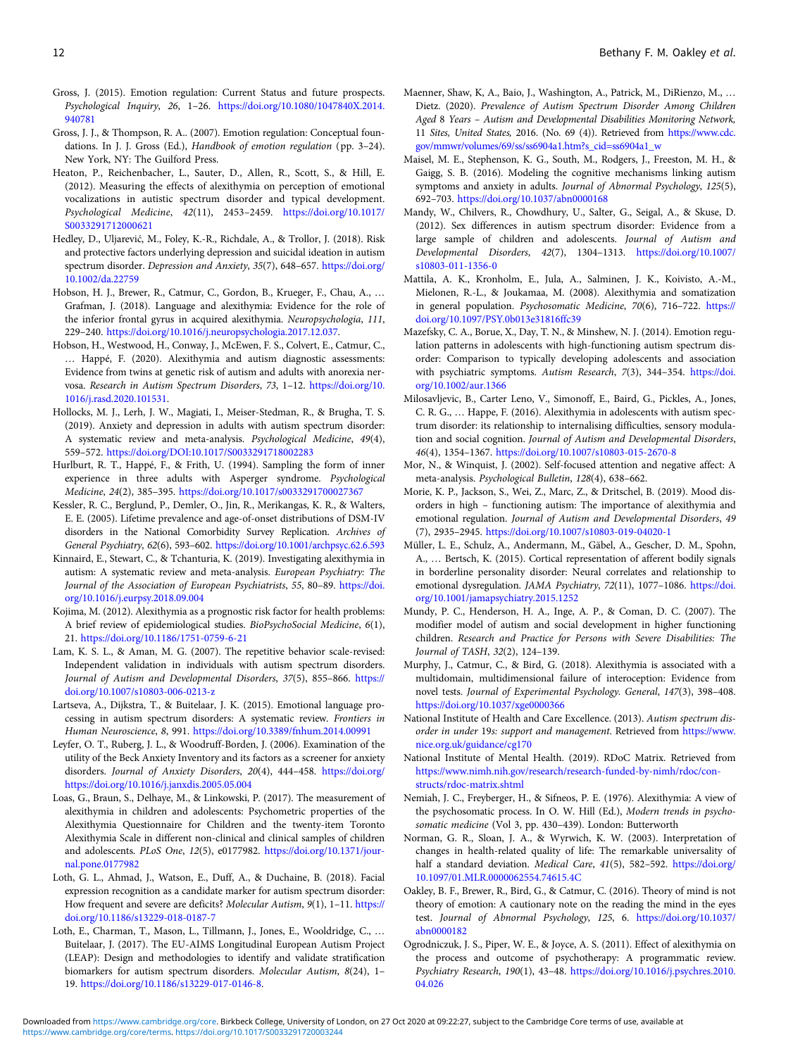Gross, J. (2015). Emotion regulation: Current Status and future prospects. *Psychological Inquiry*, *26*, 1–26. https://doi.org/10.1080/1047840X.2014.940781

Gross, J. J., & Thompson, R. A.. (2007). Emotion regulation: Conceptual foundations. In J. J. Gross (Ed.), *Handbook of emotion regulation* (pp. 3–24). New York, NY: The Guilford Press.

Heaton, P., Reichenbacher, L., Sauter, D., Allen, R., Scott, S., & Hill, E. (2012). Measuring the effects of alexithymia on perception of emotional vocalizations in autistic spectrum disorder and typical development. *Psychological Medicine*, *42*(11), 2453–2459. https://doi.org/10.1017/S0033291712000621

Hedley, D., Uljarević, M., Foley, K.-R., Richdale, A., & Trollor, J. (2018). Risk and protective factors underlying depression and suicidal ideation in autism spectrum disorder. *Depression and Anxiety*, *35*(7), 648–657. https://doi.org/10.1002/da.22759

Hobson, H. J., Brewer, R., Catmur, C., Gordon, B., Krueger, F., Chau, A., … Grafman, J. (2018). Language and alexithymia: Evidence for the role of the inferior frontal gyrus in acquired alexithymia. *Neuropsychologia*, *111*, 229–240. https://doi.org/10.1016/j.neuropsychologia.2017.12.037.

Hobson, H., Westwood, H., Conway, J., McEwen, F. S., Colvert, E., Catmur, C., … Happé, F. (2020). Alexithymia and autism diagnostic assessments: Evidence from twins at genetic risk of autism and adults with anorexia nervosa. *Research in Autism Spectrum Disorders*, *73*, 1–12. https://doi.org/10.1016/j.rasd.2020.101531.

Hollocks, M. J., Lerh, J. W., Magiati, I., Meiser-Stedman, R., & Brugha, T. S. (2019). Anxiety and depression in adults with autism spectrum disorder: A systematic review and meta-analysis. *Psychological Medicine*, *49*(4), 559–572. https://doi.org/DOI:10.1017/S0033291718002283

Hurlburt, R. T., Happé, F., & Frith, U. (1994). Sampling the form of inner experience in three adults with Asperger syndrome. *Psychological Medicine*, *24*(2), 385–395. https://doi.org/10.1017/s0033291700027367

Kessler, R. C., Berglund, P., Demler, O., Jin, R., Merikangas, K. R., & Walters, E. E. (2005). Lifetime prevalence and age-of-onset distributions of DSM-IV disorders in the National Comorbidity Survey Replication. *Archives of General Psychiatry*, *62*(6), 593–602. https://doi.org/10.1001/archpsyc.62.6.593

Kinnaird, E., Stewart, C., & Tchanturia, K. (2019). Investigating alexithymia in autism: A systematic review and meta-analysis. *European Psychiatry: The Journal of the Association of European Psychiatrists*, *55*, 80–89. https://doi.org/10.1016/j.eurpsy.2018.09.004

Kojima, M. (2012). Alexithymia as a prognostic risk factor for health problems: A brief review of epidemiological studies. *BioPsychoSocial Medicine*, *6*(1), 21. https://doi.org/10.1186/1751-0759-6-21

Lam, K. S. L., & Aman, M. G. (2007). The repetitive behavior scale-revised: Independent validation in individuals with autism spectrum disorders. *Journal of Autism and Developmental Disorders*, *37*(5), 855–866. https://doi.org/10.1007/s10803-006-0213-z

Lartseva, A., Dijkstra, T., & Buitelaar, J. K. (2015). Emotional language processing in autism spectrum disorders: A systematic review. *Frontiers in Human Neuroscience*, *8*, 991. https://doi.org/10.3389/fnhum.2014.00991

Leyfer, O. T., Ruberg, J. L., & Woodruff-Borden, J. (2006). Examination of the utility of the Beck Anxiety Inventory and its factors as a screener for anxiety disorders. *Journal of Anxiety Disorders*, *20*(4), 444–458. https://doi.org/https://doi.org/10.1016/j.janxdis.2005.05.004

Loas, G., Braun, S., Delhaye, M., & Linkowski, P. (2017). The measurement of alexithymia in children and adolescents: Psychometric properties of the Alexithymia Questionnaire for Children and the twenty-item Toronto Alexithymia Scale in different non-clinical and clinical samples of children and adolescents. *PLoS One*, *12*(5), e0177982. https://doi.org/10.1371/journal.pone.0177982

Loth, G. L., Ahmad, J., Watson, E., Duff, A., & Duchaine, B. (2018). Facial expression recognition as a candidate marker for autism spectrum disorder: How frequent and severe are deficits? *Molecular Autism*, *9*(1), 1–11. https://doi.org/10.1186/s13229-018-0187-7

Loth, E., Charman, T., Mason, L., Tillmann, J., Jones, E., Wooldridge, C., … Buitelaar, J. (2017). The EU-AIMS Longitudinal European Autism Project (LEAP): Design and methodologies to identify and validate stratification biomarkers for autism spectrum disorders. *Molecular Autism*, *8*(24), 1–19. https://doi.org/10.1186/s13229-017-0146-8.

Maenner, Shaw, K, A., Baio, J., Washington, A., Patrick, M., DiRienzo, M., … Dietz. (2020). *Prevalence of Autism Spectrum Disorder Among Children Aged 8 Years – Autism and Developmental Disabilities Monitoring Network, 11 Sites, United States,* 2016. (No. 69 (4)). Retrieved from https://www.cdc.gov/mmwr/volumes/69/ss/ss6904a1.htm?s_cid=ss6904a1_w

Maisel, M. E., Stephenson, K. G., South, M., Rodgers, J., Freeston, M. H., & Gaigg, S. B. (2016). Modeling the cognitive mechanisms linking autism symptoms and anxiety in adults. *Journal of Abnormal Psychology*, *125*(5), 692–703. https://doi.org/10.1037/abn0000168

Mandy, W., Chilvers, R., Chowdhury, U., Salter, G., Seigal, A., & Skuse, D. (2012). Sex differences in autism spectrum disorder: Evidence from a large sample of children and adolescents. *Journal of Autism and Developmental Disorders*, *42*(7), 1304–1313. https://doi.org/10.1007/s10803-011-1356-0

Mattila, A. K., Kronholm, E., Jula, A., Salminen, J. K., Koivisto, A.-M., Mielonen, R.-L., & Joukamaa, M. (2008). Alexithymia and somatization in general population. *Psychosomatic Medicine*, *70*(6), 716–722. https://doi.org/10.1097/PSY.0b013e31816ffc39

Mazefsky, C. A., Borue, X., Day, T. N., & Minshew, N. J. (2014). Emotion regulation patterns in adolescents with high-functioning autism spectrum disorder: Comparison to typically developing adolescents and association with psychiatric symptoms. *Autism Research*, *7*(3), 344–354. https://doi.org/10.1002/aur.1366

Milosavljevic, B., Carter Leno, V., Simonoff, E., Baird, G., Pickles, A., Jones, C. R. G., … Happe, F. (2016). Alexithymia in adolescents with autism spectrum disorder: its relationship to internalising difficulties, sensory modulation and social cognition. *Journal of Autism and Developmental Disorders*, *46*(4), 1354–1367. https://doi.org/10.1007/s10803-015-2670-8

Mor, N., & Winquist, J. (2002). Self-focused attention and negative affect: A meta-analysis. *Psychological Bulletin*, *128*(4), 638–662.

Morie, K. P., Jackson, S., Wei, Z., Marc, Z., & Dritschel, B. (2019). Mood disorders in high – functioning autism: The importance of alexithymia and emotional regulation. *Journal of Autism and Developmental Disorders*, *49* (7), 2935–2945. https://doi.org/10.1007/s10803-019-04020-1

Müller, L. E., Schulz, A., Andermann, M., Gäbel, A., Gescher, D. M., Spohn, A., … Bertsch, K. (2015). Cortical representation of afferent bodily signals in borderline personality disorder: Neural correlates and relationship to emotional dysregulation. *JAMA Psychiatry*, *72*(11), 1077–1086. https://doi.org/10.1001/jamapsychiatry.2015.1252

Mundy, P. C., Henderson, H. A., Inge, A. P., & Coman, D. C. (2007). The modifier model of autism and social development in higher functioning children. *Research and Practice for Persons with Severe Disabilities: The Journal of TASH*, *32*(2), 124–139.

Murphy, J., Catmur, C., & Bird, G. (2018). Alexithymia is associated with a multidomain, multidimensional failure of interoception: Evidence from novel tests. *Journal of Experimental Psychology. General*, *147*(3), 398–408. https://doi.org/10.1037/xge0000366

National Institute of Health and Care Excellence. (2013). *Autism spectrum disorder in under 19s: support and management*. Retrieved from https://www.nice.org.uk/guidance/cg170

National Institute of Mental Health. (2019). RDoC Matrix. Retrieved from https://www.nimh.nih.gov/research/research-funded-by-nimh/rdoc/constructs/rdoc-matrix.shtml

Nemiah, J. C., Freyberger, H., & Sifneos, P. E. (1976). Alexithymia: A view of the psychosomatic process. In O. W. Hill (Ed.), *Modern trends in psychosomatic medicine* (Vol 3, pp. 430–439). London: Butterworth

Norman, G. R., Sloan, J. A., & Wyrwich, K. W. (2003). Interpretation of changes in health-related quality of life: The remarkable universality of half a standard deviation. *Medical Care*, *41*(5), 582–592. https://doi.org/10.1097/01.MLR.0000062554.74615.4C

Oakley, B. F., Brewer, R., Bird, G., & Catmur, C. (2016). Theory of mind is not theory of emotion: A cautionary note on the reading the mind in the eyes test. *Journal of Abnormal Psychology*, *125*, 6. https://doi.org/10.1037/abn0000182

Ogrodniczuk, J. S., Piper, W. E., & Joyce, A. S. (2011). Effect of alexithymia on the process and outcome of psychotherapy: A programmatic review. *Psychiatry Research*, *190*(1), 43–48. https://doi.org/10.1016/j.psychres.2010.04.026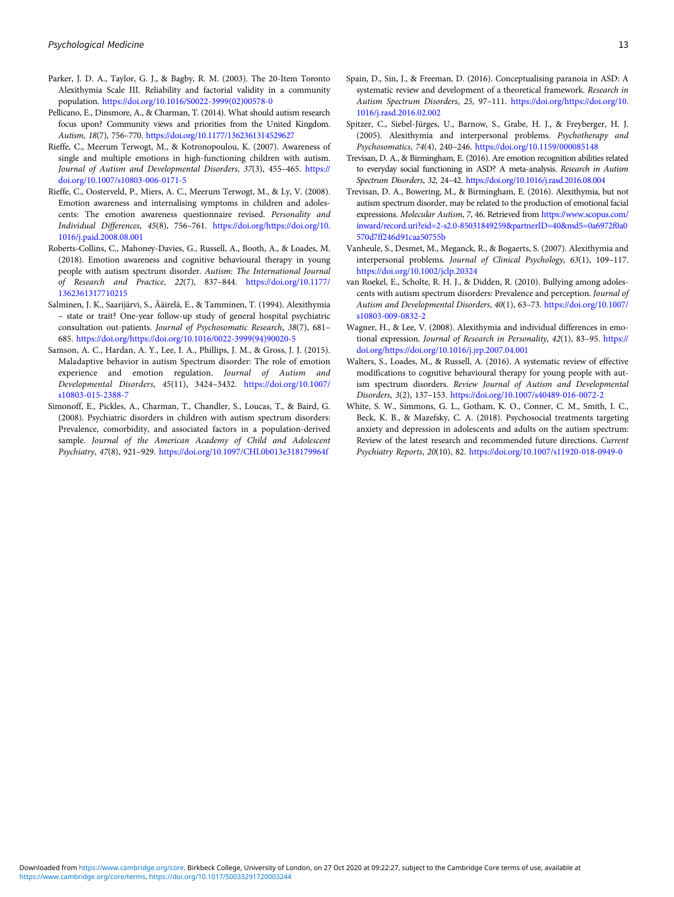Parker, J. D. A., Taylor, G. J., & Bagby, R. M. (2003). The 20-Item Toronto Alexithymia Scale III. Reliability and factorial validity in a community population. https://doi.org/10.1016/S0022-3999(02)00578-0

Pellicano, E., Dinsmore, A., & Charman, T. (2014). What should autism research focus upon? Community views and priorities from the United Kingdom. *Autism*, *18*(7), 756–770. https://doi.org/10.1177/1362361314529627

Rieffe, C., Meerum Terwogt, M., & Kotronopoulou, K. (2007). Awareness of single and multiple emotions in high-functioning children with autism. *Journal of Autism and Developmental Disorders*, *37*(3), 455–465. https://doi.org/10.1007/s10803-006-0171-5

Rieffe, C., Oosterveld, P., Miers, A. C., Meerum Terwogt, M., & Ly, V. (2008). Emotion awareness and internalising symptoms in children and adolescents: The emotion awareness questionnaire revised. *Personality and Individual Differences*, *45*(8), 756–761. https://doi.org/https://doi.org/10.1016/j.paid.2008.08.001

Roberts-Collins, C., Mahoney-Davies, G., Russell, A., Booth, A., & Loades, M. (2018). Emotion awareness and cognitive behavioural therapy in young people with autism spectrum disorder. *Autism: The International Journal of Research and Practice*, *22*(7), 837–844. https://doi.org/10.1177/1362361317710215

Salminen, J. K., Saarijärvi, S., Äärelä, E., & Tamminen, T. (1994). Alexithymia – state or trait? One-year follow-up study of general hospital psychiatric consultation out-patients. *Journal of Psychosomatic Research*, *38*(7), 681–685. https://doi.org/https://doi.org/10.1016/0022-3999(94)90020-5

Samson, A. C., Hardan, A. Y., Lee, I. A., Phillips, J. M., & Gross, J. J. (2015). Maladaptive behavior in autism Spectrum disorder: The role of emotion experience and emotion regulation. *Journal of Autism and Developmental Disorders*, *45*(11), 3424–3432. https://doi.org/10.1007/s10803-015-2388-7

Simonoff, E., Pickles, A., Charman, T., Chandler, S., Loucas, T., & Baird, G. (2008). Psychiatric disorders in children with autism spectrum disorders: Prevalence, comorbidity, and associated factors in a population-derived sample. *Journal of the American Academy of Child and Adolescent Psychiatry*, *47*(8), 921–929. https://doi.org/10.1097/CHI.0b013e318179964f

Spain, D., Sin, J., & Freeman, D. (2016). Conceptualising paranoia in ASD: A systematic review and development of a theoretical framework. *Research in Autism Spectrum Disorders*, *25*, 97–111. https://doi.org/https://doi.org/10.1016/j.rasd.2016.02.002

Spitzer, C., Siebel-Jürges, U., Barnow, S., Grabe, H. J., & Freyberger, H. J. (2005). Alexithymia and interpersonal problems. *Psychotherapy and Psychosomatics*, *74*(4), 240–246. https://doi.org/10.1159/000085148

Trevisan, D. A., & Birmingham, E. (2016). Are emotion recognition abilities related to everyday social functioning in ASD? A meta-analysis. *Research in Autism Spectrum Disorders*, *32*, 24–42. https://doi.org/10.1016/j.rasd.2016.08.004

Trevisan, D. A., Bowering, M., & Birmingham, E. (2016). Alexithymia, but not autism spectrum disorder, may be related to the production of emotional facial expressions. *Molecular Autism*, *7*, 46. Retrieved from https://www.scopus.com/inward/record.uri?eid=2-s2.0-85031849259&partnerID=40&md5=0a6972f0a0570d7ff246d91caa50755b

Vanheule, S., Desmet, M., Meganck, R., & Bogaerts, S. (2007). Alexithymia and interpersonal problems. *Journal of Clinical Psychology*, *63*(1), 109–117. https://doi.org/10.1002/jclp.20324

van Roekel, E., Scholte, R. H. J., & Didden, R. (2010). Bullying among adolescents with autism spectrum disorders: Prevalence and perception. *Journal of Autism and Developmental Disorders*, *40*(1), 63–73. https://doi.org/10.1007/s10803-009-0832-2

Wagner, H., & Lee, V. (2008). Alexithymia and individual differences in emotional expression. *Journal of Research in Personality*, *42*(1), 83–95. https://doi.org/https://doi.org/10.1016/j.jrp.2007.04.001

Walters, S., Loades, M., & Russell, A. (2016). A systematic review of effective modifications to cognitive behavioural therapy for young people with autism spectrum disorders. *Review Journal of Autism and Developmental Disorders*, *3*(2), 137–153. https://doi.org/10.1007/s40489-016-0072-2

White, S. W., Simmons, G. L., Gotham, K. O., Conner, C. M., Smith, I. C., Beck, K. B., & Mazefsky, C. A. (2018). Psychosocial treatments targeting anxiety and depression in adolescents and adults on the autism spectrum: Review of the latest research and recommended future directions. *Current Psychiatry Reports*, *20*(10), 82. https://doi.org/10.1007/s11920-018-0949-0